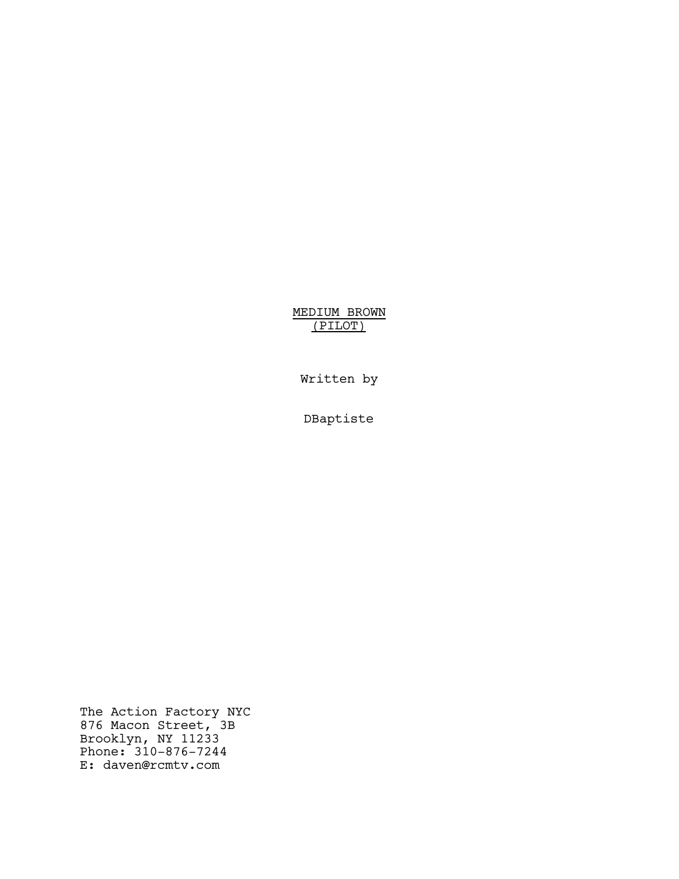<u>MEDIUM BROWN</u>
<u>(PILOT)</u>

Written by

DBaptiste

The Action Factory NYC
876 Macon Street, 3B
Brooklyn, NY 11233
Phone: 310-876-7244
E: daven@rcmtv.com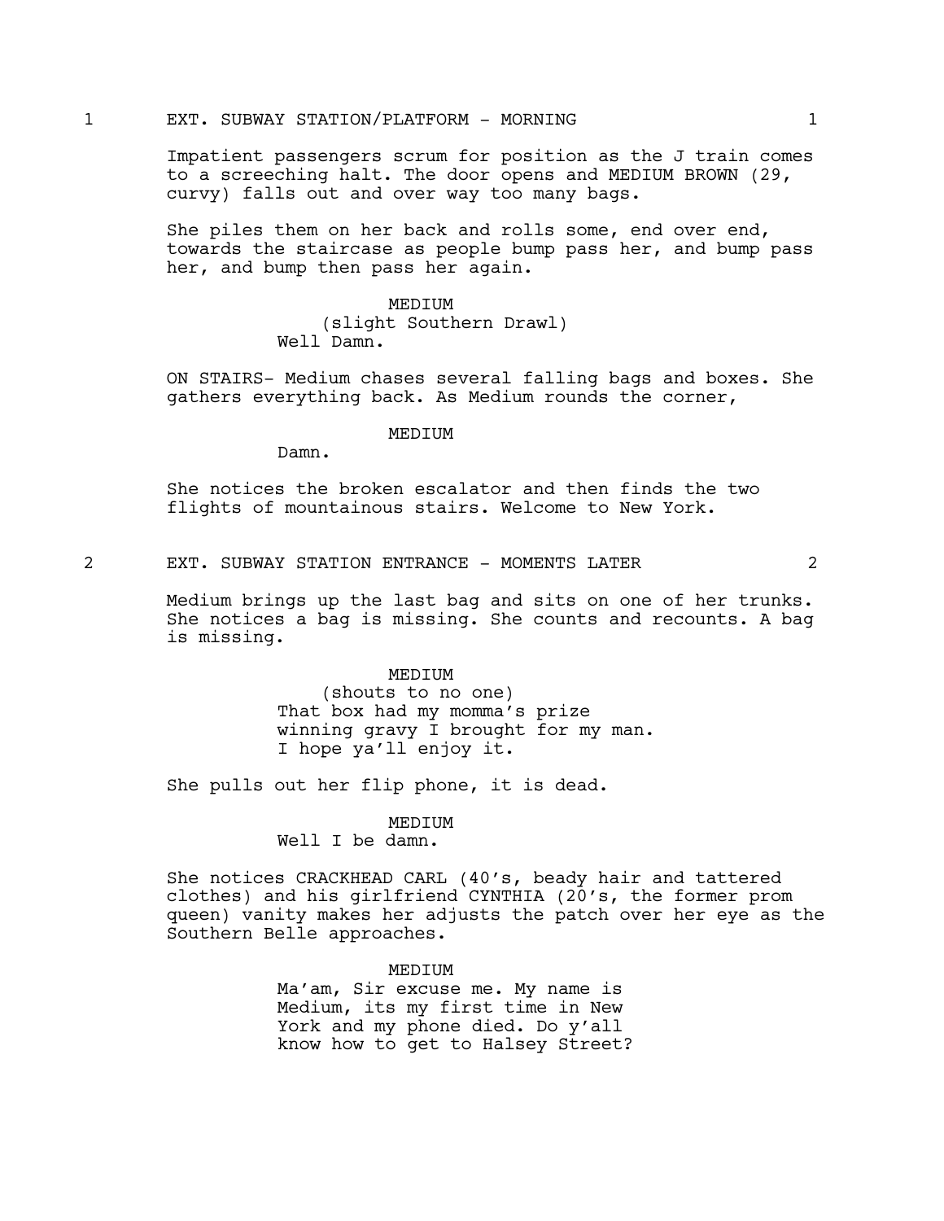1 EXT. SUBWAY STATION/PLATFORM - MORNING 1

Impatient passengers scrum for position as the J train comes to a screeching halt. The door opens and MEDIUM BROWN (29, curvy) falls out and over way too many bags.

She piles them on her back and rolls some, end over end, towards the staircase as people bump pass her, and bump pass her, and bump then pass her again.

MEDIUM
(slight Southern Drawl)
Well Damn.

ON STAIRS- Medium chases several falling bags and boxes. She gathers everything back. As Medium rounds the corner,

MEDIUM
Damn.

She notices the broken escalator and then finds the two flights of mountainous stairs. Welcome to New York.

2 EXT. SUBWAY STATION ENTRANCE - MOMENTS LATER 2

Medium brings up the last bag and sits on one of her trunks. She notices a bag is missing. She counts and recounts. A bag is missing.

MEDIUM
(shouts to no one)
That box had my momma's prize winning gravy I brought for my man. I hope ya'll enjoy it.

She pulls out her flip phone, it is dead.

MEDIUM
Well I be damn.

She notices CRACKHEAD CARL (40's, beady hair and tattered clothes) and his girlfriend CYNTHIA (20's, the former prom queen) vanity makes her adjusts the patch over her eye as the Southern Belle approaches.

MEDIUM
Ma'am, Sir excuse me. My name is Medium, its my first time in New York and my phone died. Do y'all know how to get to Halsey Street?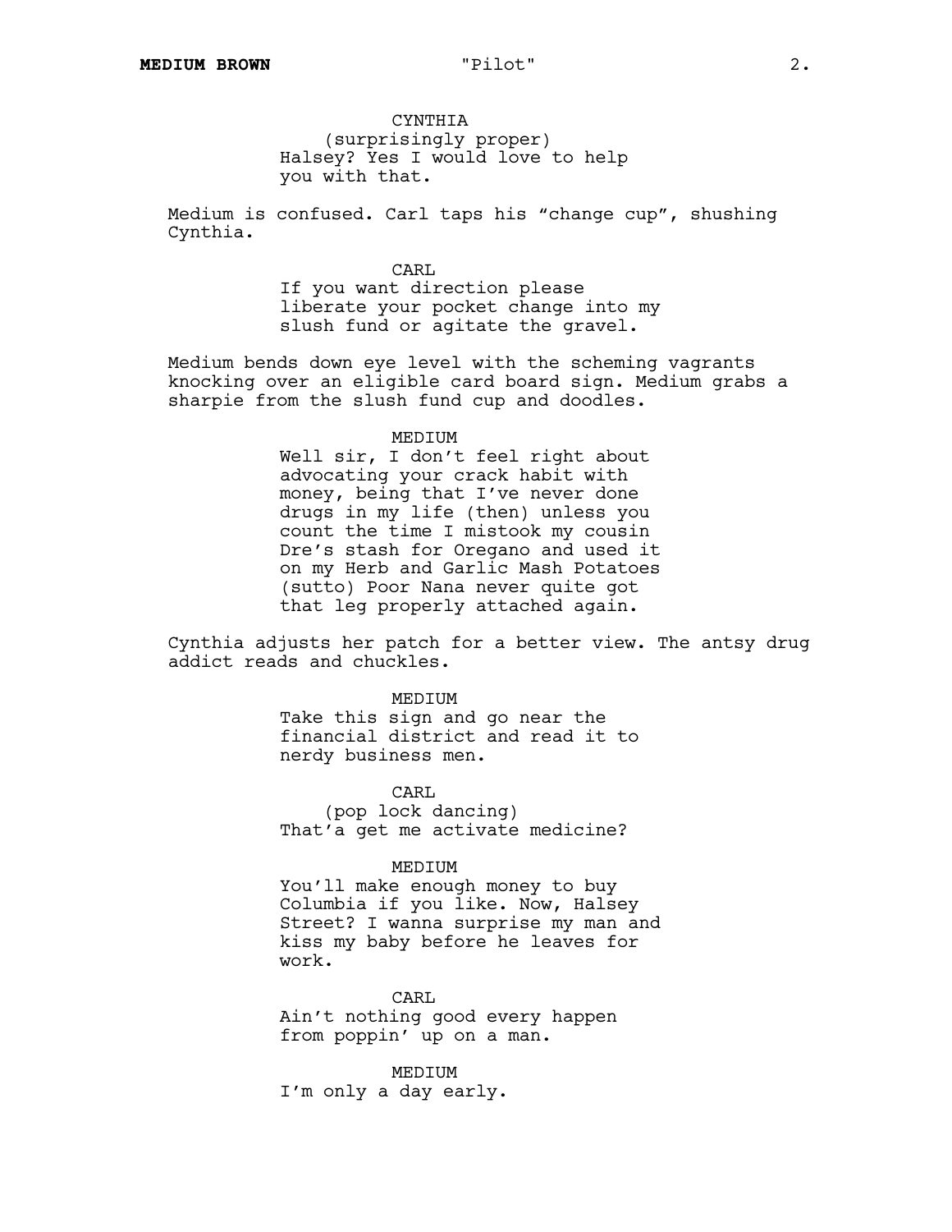CYNTHIA
(surprisingly proper)
Halsey? Yes I would love to help you with that.

Medium is confused. Carl taps his "change cup", shushing Cynthia.

CARL
If you want direction please liberate your pocket change into my slush fund or agitate the gravel.

Medium bends down eye level with the scheming vagrants knocking over an eligible card board sign. Medium grabs a sharpie from the slush fund cup and doodles.

MEDIUM
Well sir, I don't feel right about advocating your crack habit with money, being that I've never done drugs in my life (then) unless you count the time I mistook my cousin Dre's stash for Oregano and used it on my Herb and Garlic Mash Potatoes (sutto) Poor Nana never quite got that leg properly attached again.

Cynthia adjusts her patch for a better view. The antsy drug addict reads and chuckles.

MEDIUM
Take this sign and go near the financial district and read it to nerdy business men.

CARL
(pop lock dancing)
That'a get me activate medicine?

MEDIUM
You'll make enough money to buy Columbia if you like. Now, Halsey Street? I wanna surprise my man and kiss my baby before he leaves for work.

CARL
Ain't nothing good every happen from poppin' up on a man.

MEDIUM
I'm only a day early.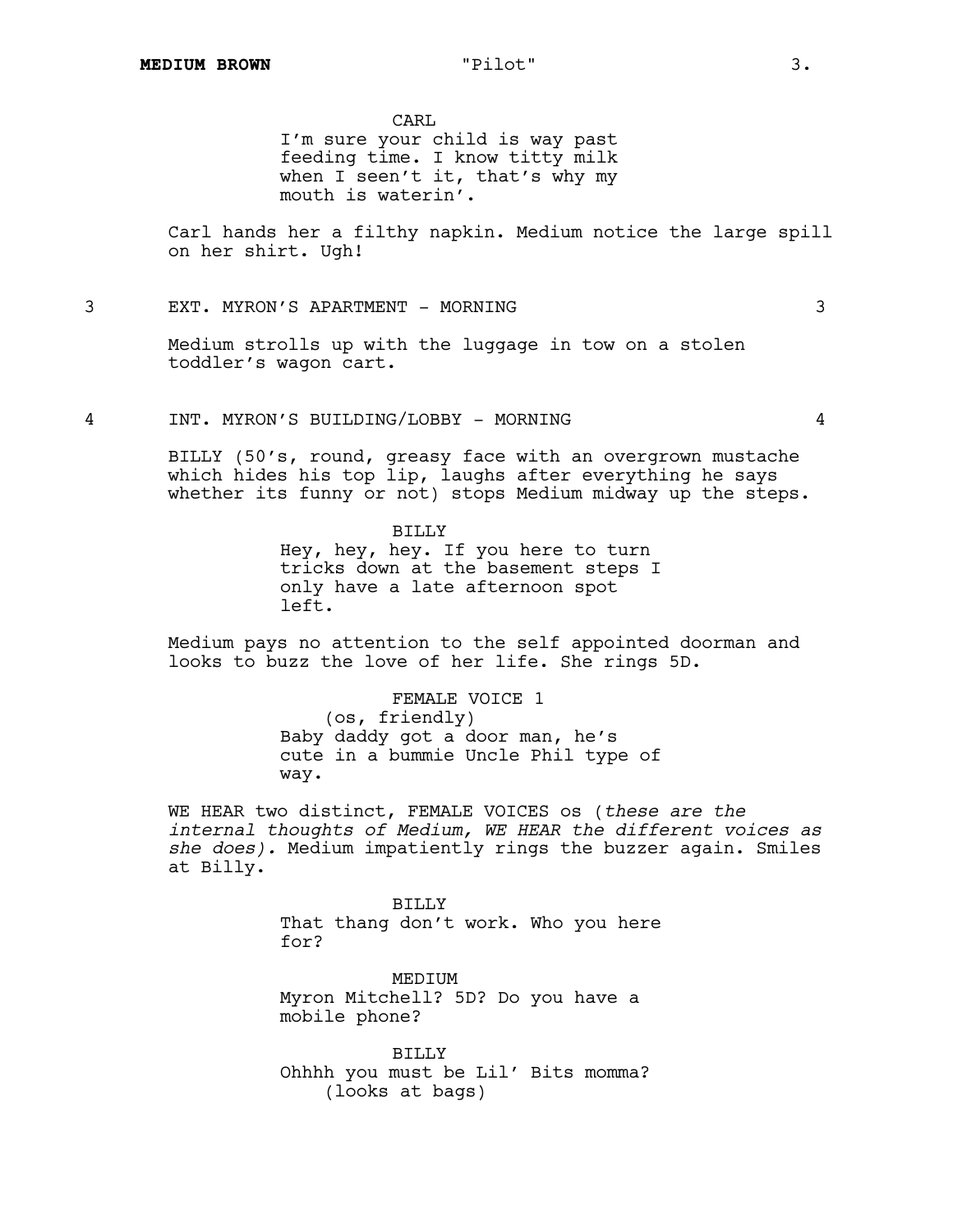CARL
I'm sure your child is way past feeding time. I know titty milk when I seen't it, that's why my mouth is waterin'.

Carl hands her a filthy napkin. Medium notice the large spill on her shirt. Ugh!

3 EXT. MYRON'S APARTMENT - MORNING 3

Medium strolls up with the luggage in tow on a stolen toddler's wagon cart.

4 INT. MYRON'S BUILDING/LOBBY - MORNING 4

BILLY (50's, round, greasy face with an overgrown mustache which hides his top lip, laughs after everything he says whether its funny or not) stops Medium midway up the steps.

BILLY
Hey, hey, hey. If you here to turn tricks down at the basement steps I only have a late afternoon spot left.

Medium pays no attention to the self appointed doorman and looks to buzz the love of her life. She rings 5D.

FEMALE VOICE 1
(os, friendly)
Baby daddy got a door man, he's cute in a bummie Uncle Phil type of way.

WE HEAR two distinct, FEMALE VOICES os (*these are the internal thoughts of Medium, WE HEAR the different voices as she does).* Medium impatiently rings the buzzer again. Smiles at Billy.

BILLY
That thang don't work. Who you here for?

MEDIUM
Myron Mitchell? 5D? Do you have a mobile phone?

BILLY
Ohhhh you must be Lil' Bits momma?
(looks at bags)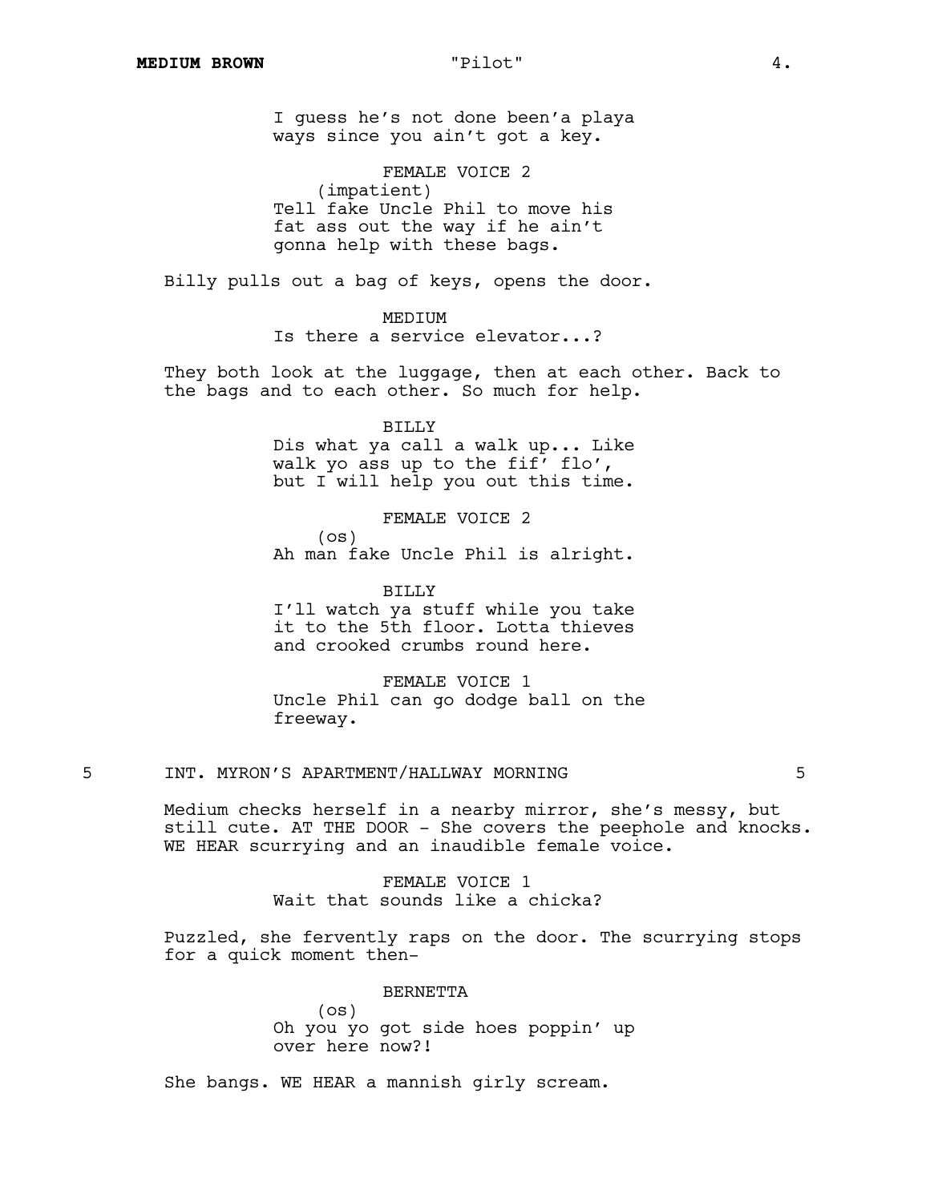I guess he's not done been'a playa ways since you ain't got a key.

FEMALE VOICE 2
(impatient)
Tell fake Uncle Phil to move his fat ass out the way if he ain't gonna help with these bags.

Billy pulls out a bag of keys, opens the door.

MEDIUM
Is there a service elevator...?

They both look at the luggage, then at each other. Back to the bags and to each other. So much for help.

BILLY
Dis what ya call a walk up... Like walk yo ass up to the fif' flo', but I will help you out this time.

FEMALE VOICE 2
(os)
Ah man fake Uncle Phil is alright.

BILLY
I'll watch ya stuff while you take it to the 5th floor. Lotta thieves and crooked crumbs round here.

FEMALE VOICE 1
Uncle Phil can go dodge ball on the freeway.

5 INT. MYRON'S APARTMENT/HALLWAY MORNING 5

Medium checks herself in a nearby mirror, she's messy, but still cute. AT THE DOOR - She covers the peephole and knocks. WE HEAR scurrying and an inaudible female voice.

FEMALE VOICE 1
Wait that sounds like a chicka?

Puzzled, she fervently raps on the door. The scurrying stops for a quick moment then-

BERNETTA
(os)
Oh you yo got side hoes poppin' up over here now?!

She bangs. WE HEAR a mannish girly scream.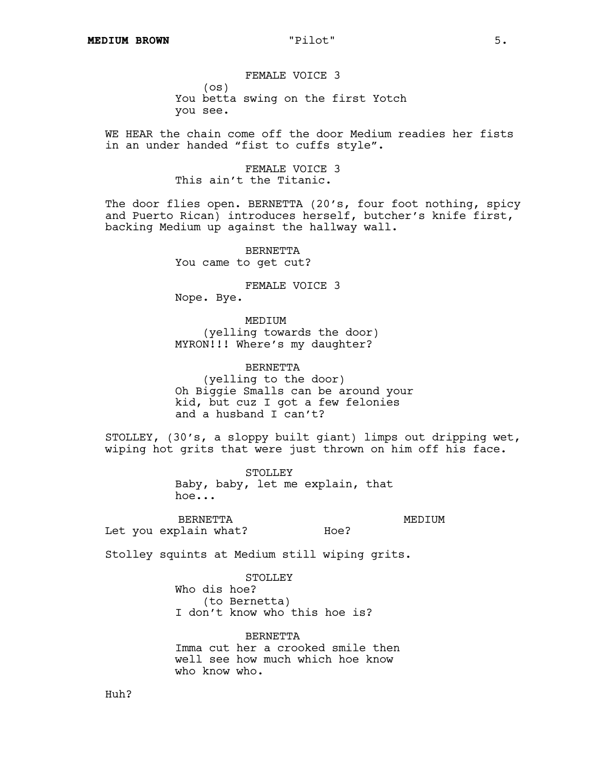FEMALE VOICE 3
(os)
You betta swing on the first Yotch you see.

WE HEAR the chain come off the door Medium readies her fists in an under handed "fist to cuffs style".

FEMALE VOICE 3
This ain't the Titanic.

The door flies open. BERNETTA (20's, four foot nothing, spicy and Puerto Rican) introduces herself, butcher's knife first, backing Medium up against the hallway wall.

BERNETTA
You came to get cut?

FEMALE VOICE 3
Nope. Bye.

MEDIUM
(yelling towards the door)
MYRON!!! Where's my daughter?

BERNETTA
(yelling to the door)
Oh Biggie Smalls can be around your kid, but cuz I got a few felonies and a husband I can't?

STOLLEY, (30's, a sloppy built giant) limps out dripping wet, wiping hot grits that were just thrown on him off his face.

STOLLEY
Baby, baby, let me explain, that hoe...

BERNETTA
Let you explain what?

MEDIUM
Hoe?

Stolley squints at Medium still wiping grits.

STOLLEY
Who dis hoe?
(to Bernetta)
I don't know who this hoe is?

BERNETTA
Imma cut her a crooked smile then well see how much which hoe know who know who.

Huh?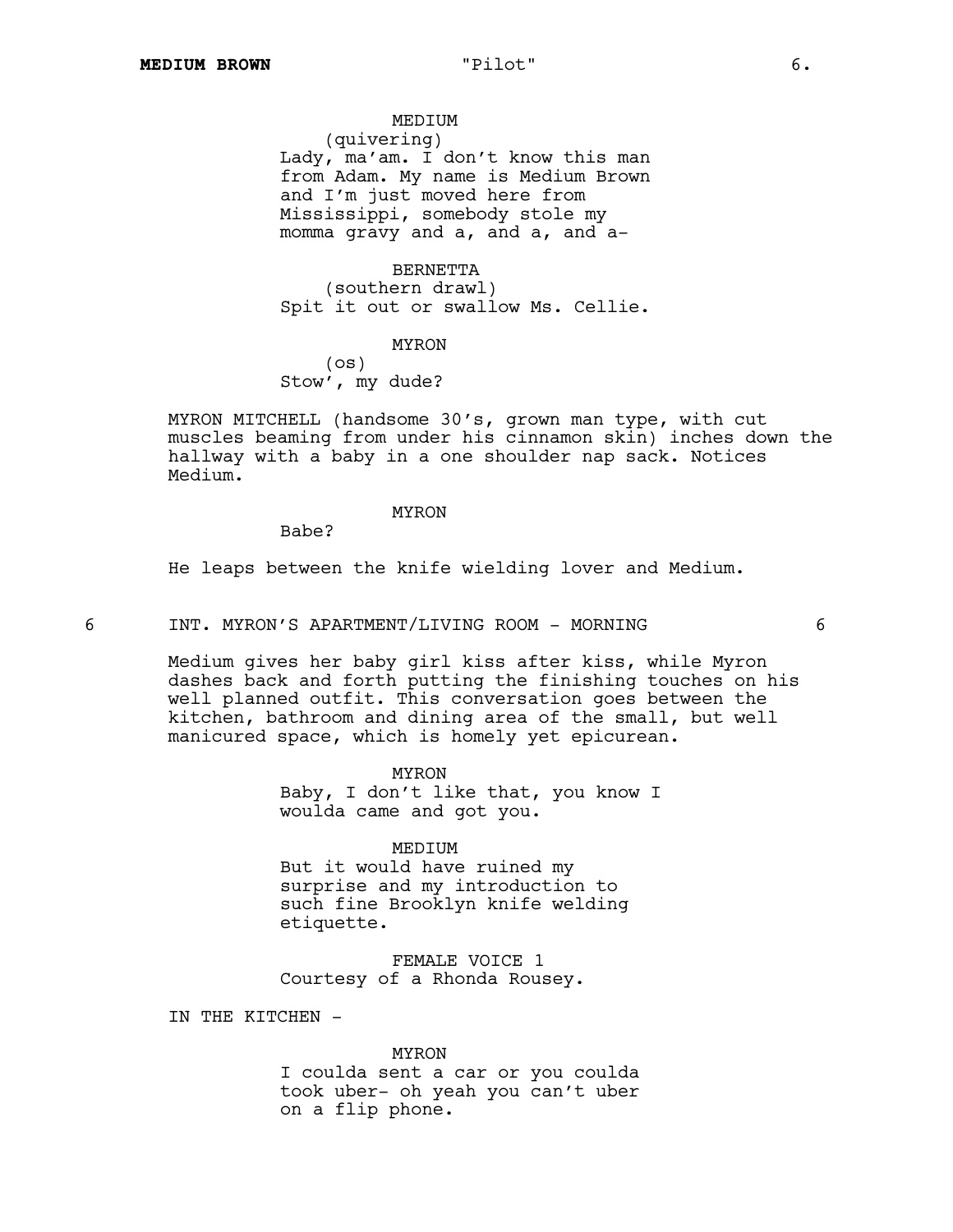MEDIUM
(quivering)
Lady, ma'am. I don't know this man from Adam. My name is Medium Brown and I'm just moved here from Mississippi, somebody stole my momma gravy and a, and a, and a-

BERNETTA
(southern drawl)
Spit it out or swallow Ms. Cellie.

MYRON
(os)
Stow', my dude?

MYRON MITCHELL (handsome 30's, grown man type, with cut muscles beaming from under his cinnamon skin) inches down the hallway with a baby in a one shoulder nap sack. Notices Medium.

MYRON
Babe?

He leaps between the knife wielding lover and Medium.

6 INT. MYRON'S APARTMENT/LIVING ROOM - MORNING 6

Medium gives her baby girl kiss after kiss, while Myron dashes back and forth putting the finishing touches on his well planned outfit. This conversation goes between the kitchen, bathroom and dining area of the small, but well manicured space, which is homely yet epicurean.

MYRON
Baby, I don't like that, you know I woulda came and got you.

MEDIUM
But it would have ruined my surprise and my introduction to such fine Brooklyn knife welding etiquette.

FEMALE VOICE 1
Courtesy of a Rhonda Rousey.

IN THE KITCHEN -

MYRON
I coulda sent a car or you coulda took uber- oh yeah you can't uber on a flip phone.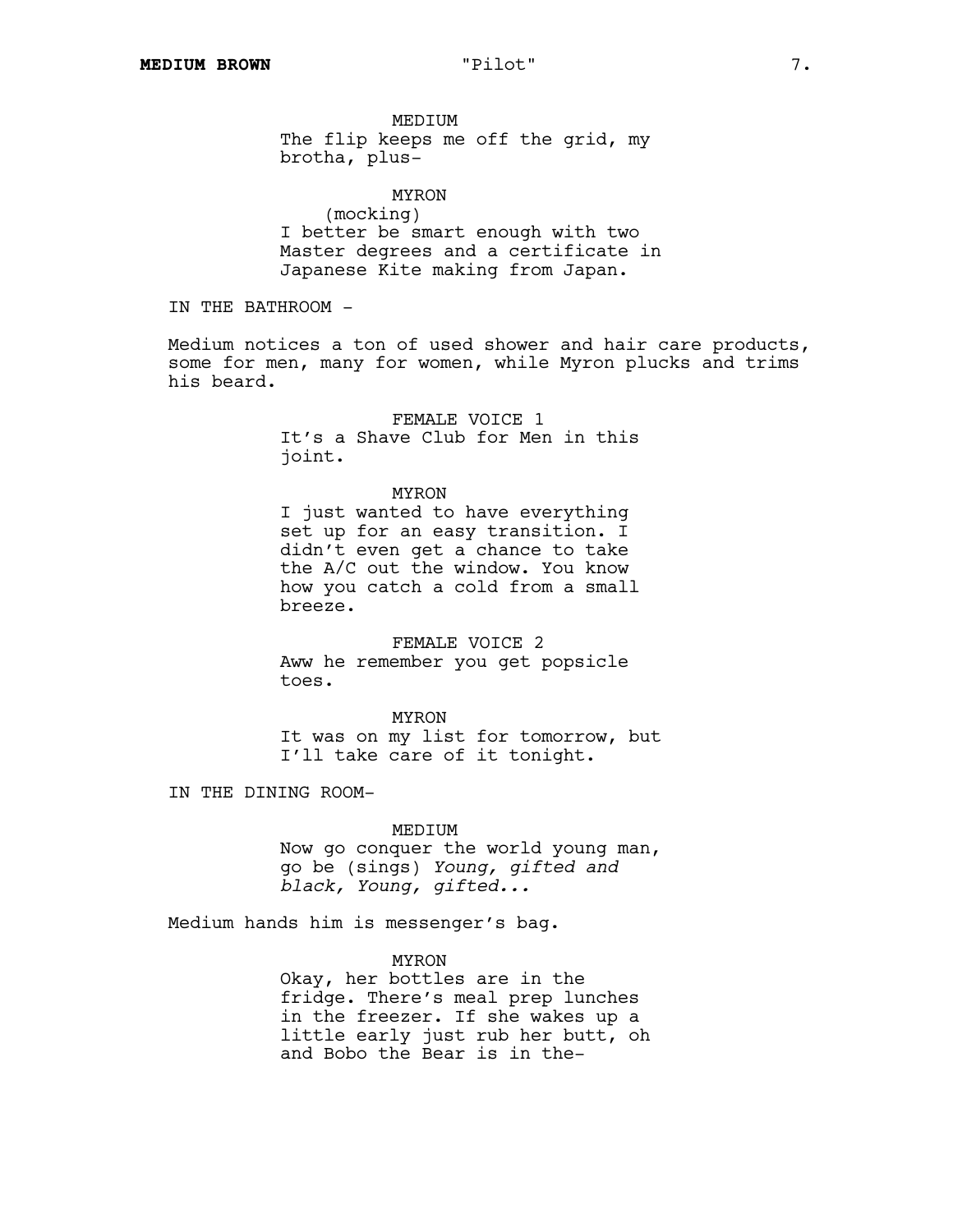MEDIUM
The flip keeps me off the grid, my brotha, plus-

MYRON
(mocking)
I better be smart enough with two Master degrees and a certificate in Japanese Kite making from Japan.

IN THE BATHROOM -

Medium notices a ton of used shower and hair care products, some for men, many for women, while Myron plucks and trims his beard.

FEMALE VOICE 1
It's a Shave Club for Men in this joint.

MYRON
I just wanted to have everything set up for an easy transition. I didn't even get a chance to take the A/C out the window. You know how you catch a cold from a small breeze.

FEMALE VOICE 2
Aww he remember you get popsicle toes.

MYRON
It was on my list for tomorrow, but I'll take care of it tonight.

IN THE DINING ROOM-

MEDIUM
Now go conquer the world young man, go be (sings) *Young, gifted and black, Young, gifted...*

Medium hands him is messenger's bag.

MYRON
Okay, her bottles are in the fridge. There's meal prep lunches in the freezer. If she wakes up a little early just rub her butt, oh and Bobo the Bear is in the-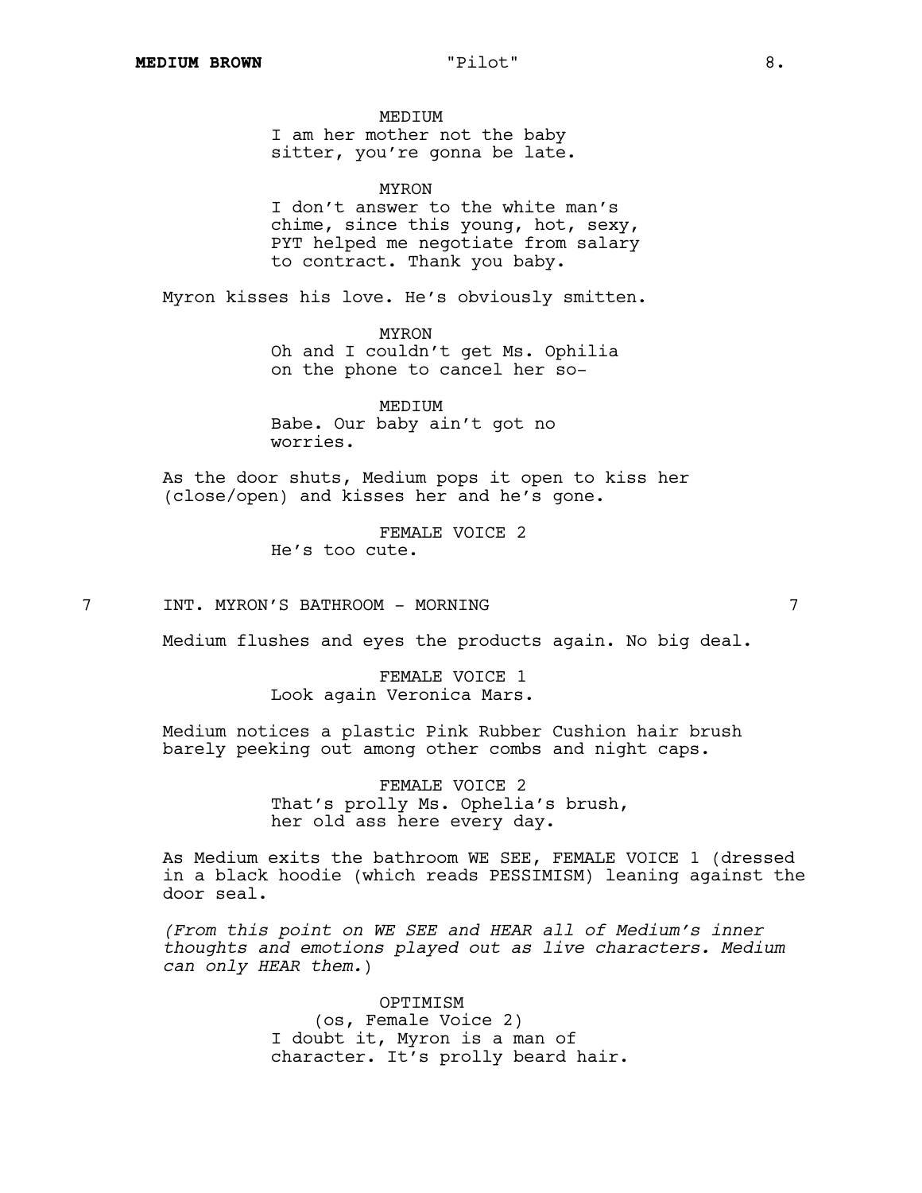MEDIUM
I am her mother not the baby sitter, you're gonna be late.

MYRON
I don't answer to the white man's chime, since this young, hot, sexy, PYT helped me negotiate from salary to contract. Thank you baby.

Myron kisses his love. He's obviously smitten.

MYRON
Oh and I couldn't get Ms. Ophilia on the phone to cancel her so-

MEDIUM
Babe. Our baby ain't got no worries.

As the door shuts, Medium pops it open to kiss her (close/open) and kisses her and he's gone.

FEMALE VOICE 2
He's too cute.

7 INT. MYRON'S BATHROOM - MORNING 7

Medium flushes and eyes the products again. No big deal.

FEMALE VOICE 1
Look again Veronica Mars.

Medium notices a plastic Pink Rubber Cushion hair brush barely peeking out among other combs and night caps.

FEMALE VOICE 2
That's prolly Ms. Ophelia's brush, her old ass here every day.

As Medium exits the bathroom WE SEE, FEMALE VOICE 1 (dressed in a black hoodie (which reads PESSIMISM) leaning against the door seal.

*(From this point on WE SEE and HEAR all of Medium's inner thoughts and emotions played out as live characters. Medium can only HEAR them.*)

OPTIMISM
(os, Female Voice 2)
I doubt it, Myron is a man of character. It's prolly beard hair.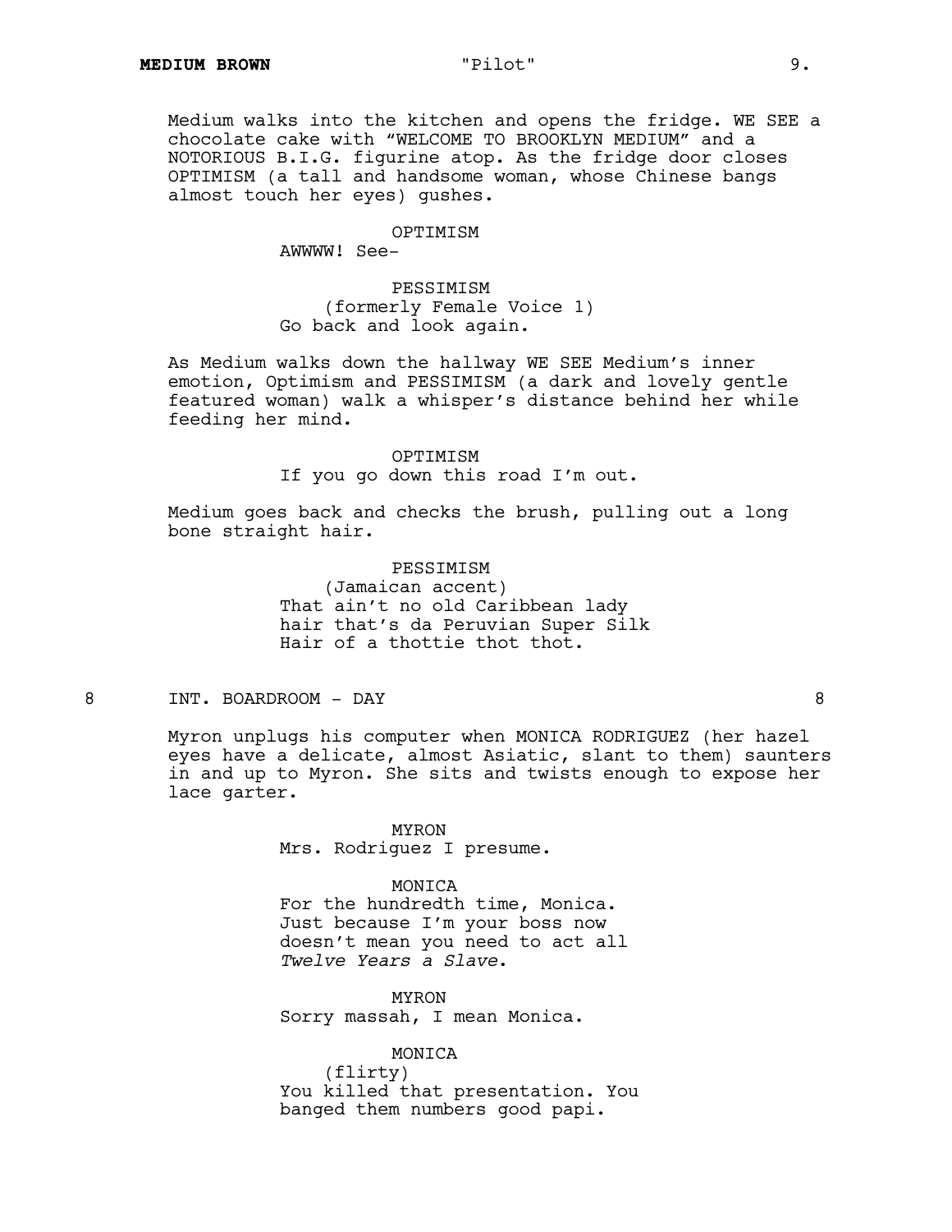Medium walks into the kitchen and opens the fridge. WE SEE a chocolate cake with "WELCOME TO BROOKLYN MEDIUM" and a NOTORIOUS B.I.G. figurine atop. As the fridge door closes OPTIMISM (a tall and handsome woman, whose Chinese bangs almost touch her eyes) gushes.

OPTIMISM
AWWWW! See-

PESSIMISM
(formerly Female Voice 1)
Go back and look again.

As Medium walks down the hallway WE SEE Medium's inner emotion, Optimism and PESSIMISM (a dark and lovely gentle featured woman) walk a whisper's distance behind her while feeding her mind.

OPTIMISM
If you go down this road I'm out.

Medium goes back and checks the brush, pulling out a long bone straight hair.

PESSIMISM
(Jamaican accent)
That ain't no old Caribbean lady
hair that's da Peruvian Super Silk
Hair of a thottie thot thot.

8 INT. BOARDROOM - DAY 8

Myron unplugs his computer when MONICA RODRIGUEZ (her hazel eyes have a delicate, almost Asiatic, slant to them) saunters in and up to Myron. She sits and twists enough to expose her lace garter.

MYRON
Mrs. Rodriguez I presume.

MONICA
For the hundredth time, Monica.
Just because I'm your boss now
doesn't mean you need to act all
*Twelve Years a Slave*.

MYRON
Sorry massah, I mean Monica.

MONICA
(flirty)
You killed that presentation. You
banged them numbers good papi.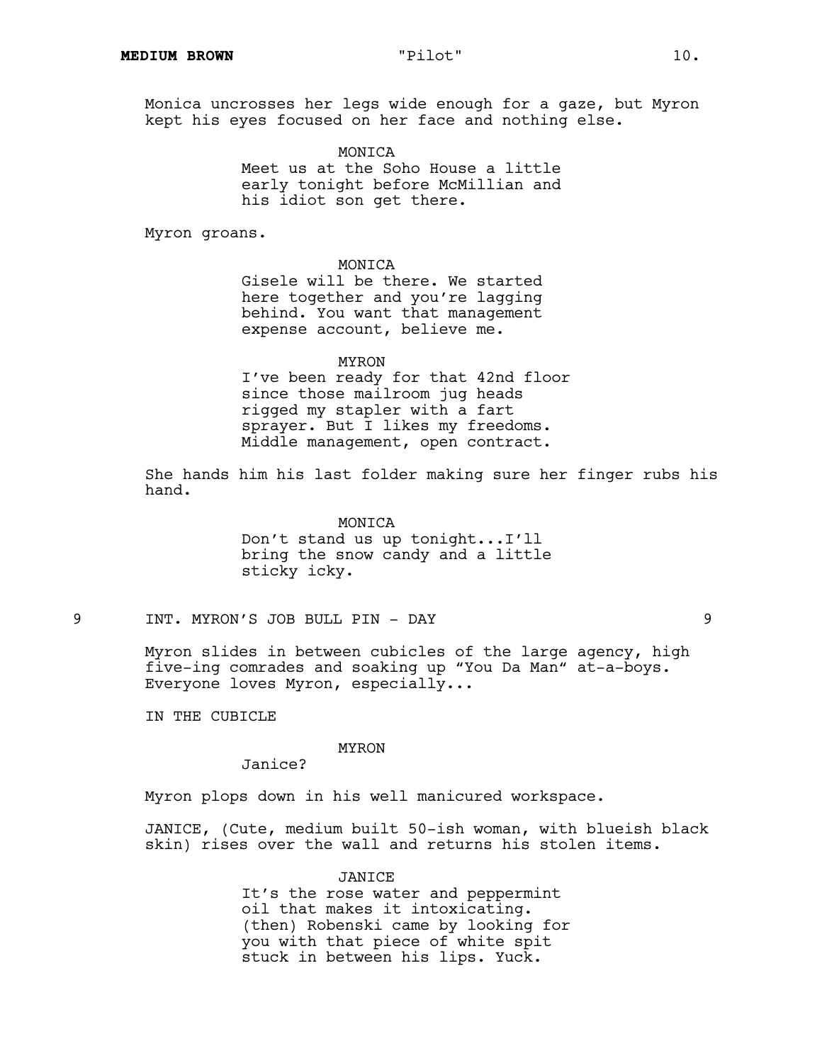Monica uncrosses her legs wide enough for a gaze, but Myron kept his eyes focused on her face and nothing else.

MONICA
Meet us at the Soho House a little early tonight before McMillian and his idiot son get there.

Myron groans.

MONICA
Gisele will be there. We started here together and you're lagging behind. You want that management expense account, believe me.

MYRON
I've been ready for that 42nd floor since those mailroom jug heads rigged my stapler with a fart sprayer. But I likes my freedoms. Middle management, open contract.

She hands him his last folder making sure her finger rubs his hand.

MONICA
Don't stand us up tonight...I'll bring the snow candy and a little sticky icky.

9 INT. MYRON'S JOB BULL PIN - DAY 9

Myron slides in between cubicles of the large agency, high five-ing comrades and soaking up "You Da Man" at-a-boys. Everyone loves Myron, especially...

IN THE CUBICLE

MYRON
Janice?

Myron plops down in his well manicured workspace.

JANICE, (Cute, medium built 50-ish woman, with blueish black skin) rises over the wall and returns his stolen items.

JANICE
It's the rose water and peppermint oil that makes it intoxicating. (then) Robenski came by looking for you with that piece of white spit stuck in between his lips. Yuck.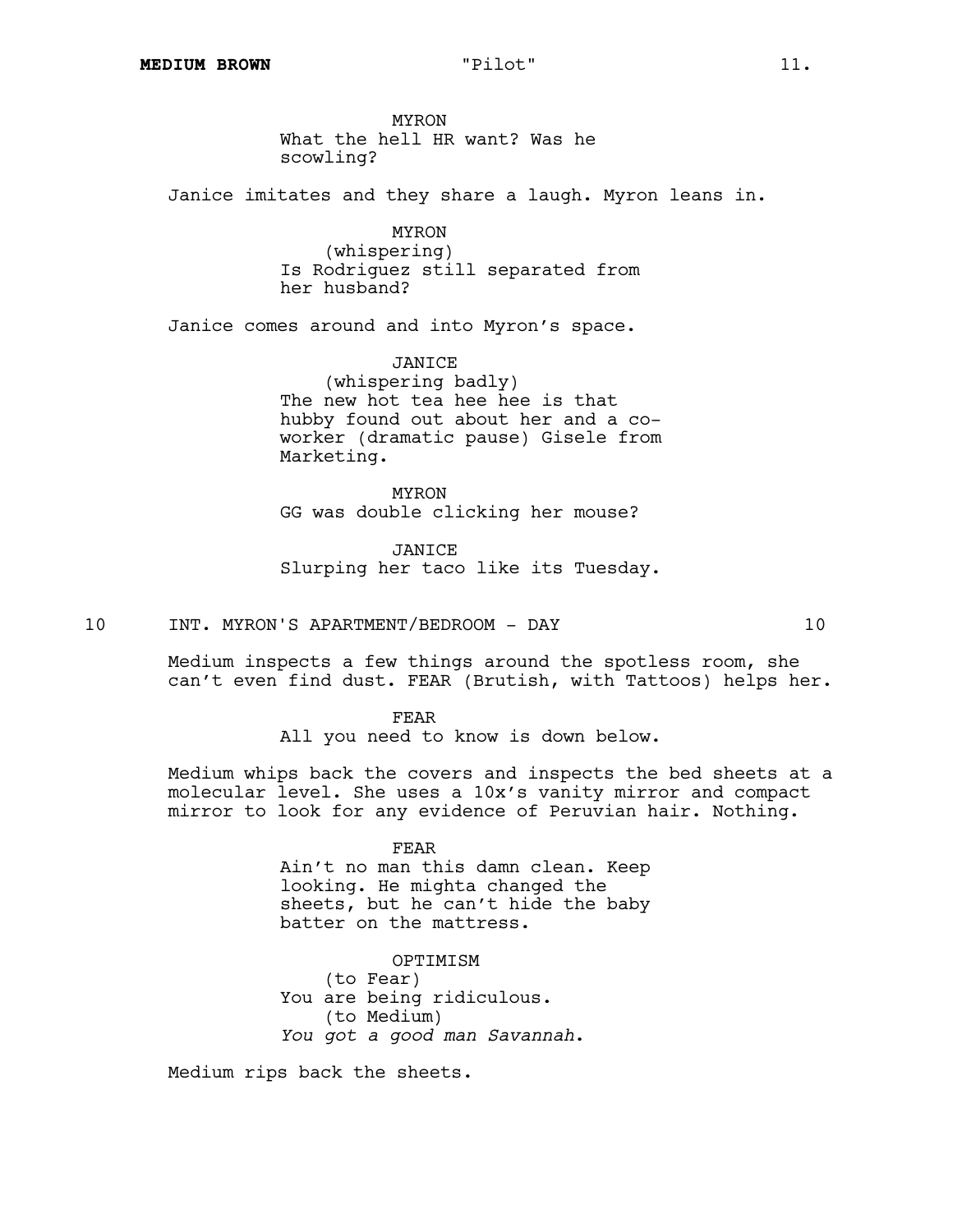MYRON
What the hell HR want? Was he scowling?

Janice imitates and they share a laugh. Myron leans in.

MYRON
(whispering)
Is Rodriguez still separated from her husband?

Janice comes around and into Myron's space.

JANICE
(whispering badly)
The new hot tea hee hee is that hubby found out about her and a co-worker (dramatic pause) Gisele from Marketing.

MYRON
GG was double clicking her mouse?

JANICE
Slurping her taco like its Tuesday.

10 INT. MYRON'S APARTMENT/BEDROOM - DAY 10

Medium inspects a few things around the spotless room, she can't even find dust. FEAR (Brutish, with Tattoos) helps her.

FEAR
All you need to know is down below.

Medium whips back the covers and inspects the bed sheets at a molecular level. She uses a 10x's vanity mirror and compact mirror to look for any evidence of Peruvian hair. Nothing.

FEAR
Ain't no man this damn clean. Keep looking. He mighta changed the sheets, but he can't hide the baby batter on the mattress.

OPTIMISM
(to Fear)
You are being ridiculous.
(to Medium)
*You got a good man Savannah*.

Medium rips back the sheets.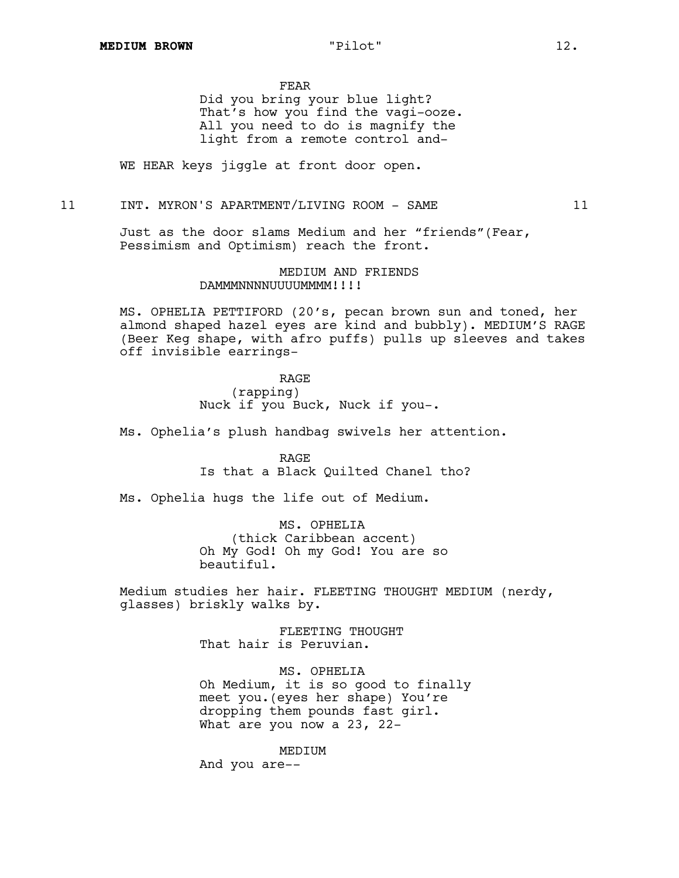FEAR
Did you bring your blue light? That's how you find the vagi-ooze. All you need to do is magnify the light from a remote control and-

WE HEAR keys jiggle at front door open.

11 INT. MYRON'S APARTMENT/LIVING ROOM - SAME 11

Just as the door slams Medium and her "friends"(Fear, Pessimism and Optimism) reach the front.

MEDIUM AND FRIENDS
DAMMMNNNNUUUUMMMM!!!!

MS. OPHELIA PETTIFORD (20's, pecan brown sun and toned, her almond shaped hazel eyes are kind and bubbly). MEDIUM'S RAGE (Beer Keg shape, with afro puffs) pulls up sleeves and takes off invisible earrings-

RAGE
(rapping)
Nuck if you Buck, Nuck if you-.

Ms. Ophelia's plush handbag swivels her attention.

RAGE
Is that a Black Quilted Chanel tho?

Ms. Ophelia hugs the life out of Medium.

MS. OPHELIA
(thick Caribbean accent)
Oh My God! Oh my God! You are so beautiful.

Medium studies her hair. FLEETING THOUGHT MEDIUM (nerdy, glasses) briskly walks by.

FLEETING THOUGHT
That hair is Peruvian.

MS. OPHELIA
Oh Medium, it is so good to finally meet you.(eyes her shape) You're dropping them pounds fast girl. What are you now a 23, 22-

MEDIUM
And you are--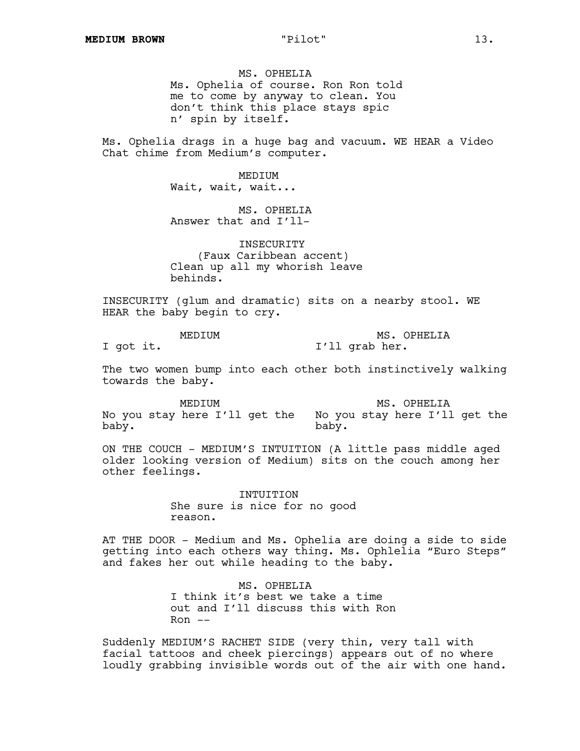MS. OPHELIA
Ms. Ophelia of course. Ron Ron told me to come by anyway to clean. You don't think this place stays spic n' spin by itself.

Ms. Ophelia drags in a huge bag and vacuum. WE HEAR a Video Chat chime from Medium's computer.

MEDIUM
Wait, wait, wait...

MS. OPHELIA
Answer that and I'll-

INSECURITY
(Faux Caribbean accent)
Clean up all my whorish leave behinds.

INSECURITY (glum and dramatic) sits on a nearby stool. WE HEAR the baby begin to cry.

MEDIUM
I got it.

MS. OPHELIA
I'll grab her.

The two women bump into each other both instinctively walking towards the baby.

MEDIUM
No you stay here I'll get the baby.

MS. OPHELIA
No you stay here I'll get the baby.

ON THE COUCH - MEDIUM'S INTUITION (A little pass middle aged older looking version of Medium) sits on the couch among her other feelings.

INTUITION
She sure is nice for no good reason.

AT THE DOOR - Medium and Ms. Ophelia are doing a side to side getting into each others way thing. Ms. Ophlelia "Euro Steps" and fakes her out while heading to the baby.

MS. OPHELIA
I think it's best we take a time out and I'll discuss this with Ron Ron --

Suddenly MEDIUM'S RACHET SIDE (very thin, very tall with facial tattoos and cheek piercings) appears out of no where loudly grabbing invisible words out of the air with one hand.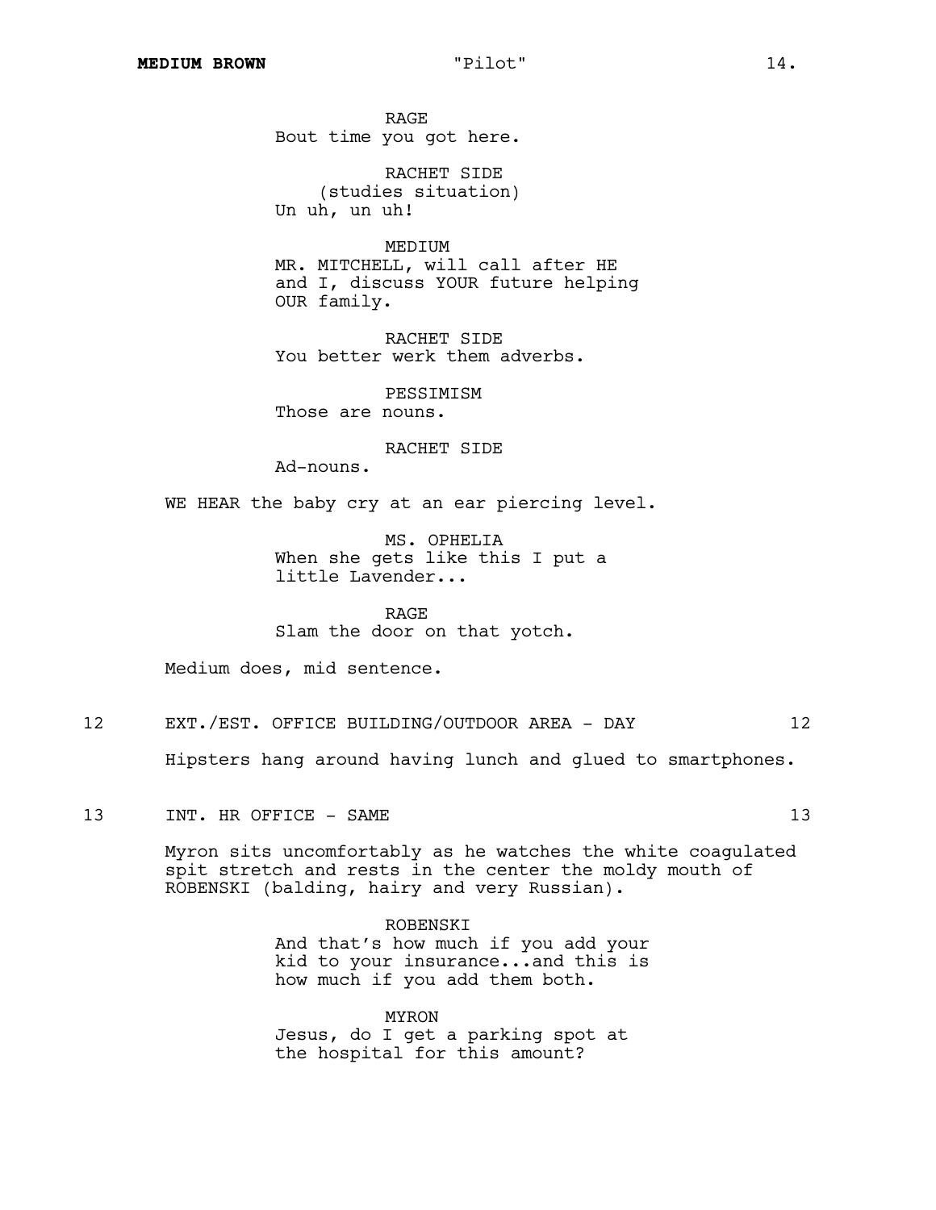RAGE
Bout time you got here.

RACHET SIDE
(studies situation)
Un uh, un uh!

MEDIUM
MR. MITCHELL, will call after HE and I, discuss YOUR future helping OUR family.

RACHET SIDE
You better werk them adverbs.

PESSIMISM
Those are nouns.

RACHET SIDE
Ad-nouns.

WE HEAR the baby cry at an ear piercing level.

MS. OPHELIA
When she gets like this I put a little Lavender...

RAGE
Slam the door on that yotch.

Medium does, mid sentence.

12 EXT./EST. OFFICE BUILDING/OUTDOOR AREA - DAY 12

Hipsters hang around having lunch and glued to smartphones.

13 INT. HR OFFICE - SAME 13

Myron sits uncomfortably as he watches the white coagulated spit stretch and rests in the center the moldy mouth of ROBENSKI (balding, hairy and very Russian).

ROBENSKI
And that's how much if you add your kid to your insurance...and this is how much if you add them both.

MYRON
Jesus, do I get a parking spot at the hospital for this amount?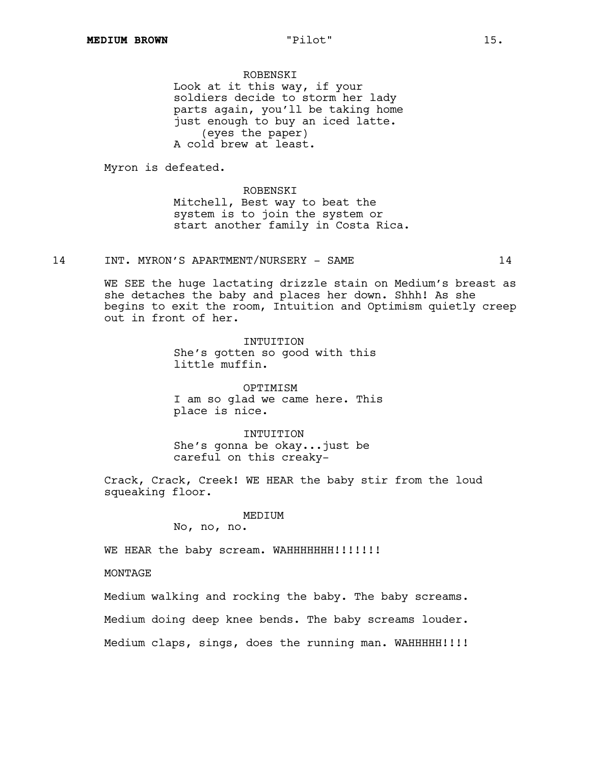ROBENSKI
Look at it this way, if your soldiers decide to storm her lady parts again, you'll be taking home just enough to buy an iced latte.
(eyes the paper)
A cold brew at least.

Myron is defeated.

ROBENSKI
Mitchell, Best way to beat the system is to join the system or start another family in Costa Rica.

14 INT. MYRON'S APARTMENT/NURSERY - SAME 14

WE SEE the huge lactating drizzle stain on Medium's breast as she detaches the baby and places her down. Shhh! As she begins to exit the room, Intuition and Optimism quietly creep out in front of her.

INTUITION
She's gotten so good with this little muffin.

OPTIMISM
I am so glad we came here. This place is nice.

INTUITION
She's gonna be okay...just be careful on this creaky-

Crack, Crack, Creek! WE HEAR the baby stir from the loud squeaking floor.

MEDIUM
No, no, no.

WE HEAR the baby scream. WAHHHHHHH!!!!!!!

MONTAGE

Medium walking and rocking the baby. The baby screams.

Medium doing deep knee bends. The baby screams louder.

Medium claps, sings, does the running man. WAHHHHH!!!!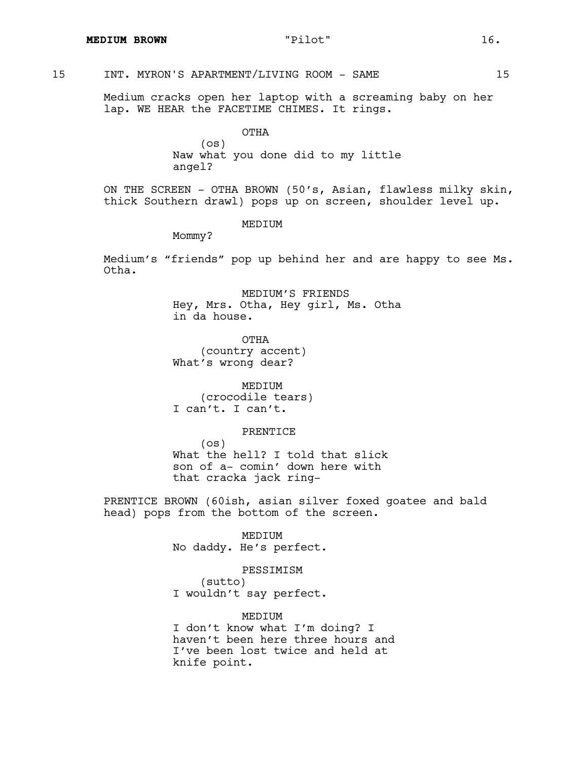15 INT. MYRON'S APARTMENT/LIVING ROOM - SAME 15

Medium cracks open her laptop with a screaming baby on her lap. WE HEAR the FACETIME CHIMES. It rings.

OTHA
(os)
Naw what you done did to my little angel?

ON THE SCREEN - OTHA BROWN (50's, Asian, flawless milky skin, thick Southern drawl) pops up on screen, shoulder level up.

MEDIUM
Mommy?

Medium's "friends" pop up behind her and are happy to see Ms. Otha.

MEDIUM'S FRIENDS
Hey, Mrs. Otha, Hey girl, Ms. Otha in da house.

OTHA
(country accent)
What's wrong dear?

MEDIUM
(crocodile tears)
I can't. I can't.

PRENTICE
(os)
What the hell? I told that slick son of a- comin' down here with that cracka jack ring-

PRENTICE BROWN (60ish, asian silver foxed goatee and bald head) pops from the bottom of the screen.

MEDIUM
No daddy. He's perfect.

PESSIMISM
(sutto)
I wouldn't say perfect.

MEDIUM
I don't know what I'm doing? I haven't been here three hours and I've been lost twice and held at knife point.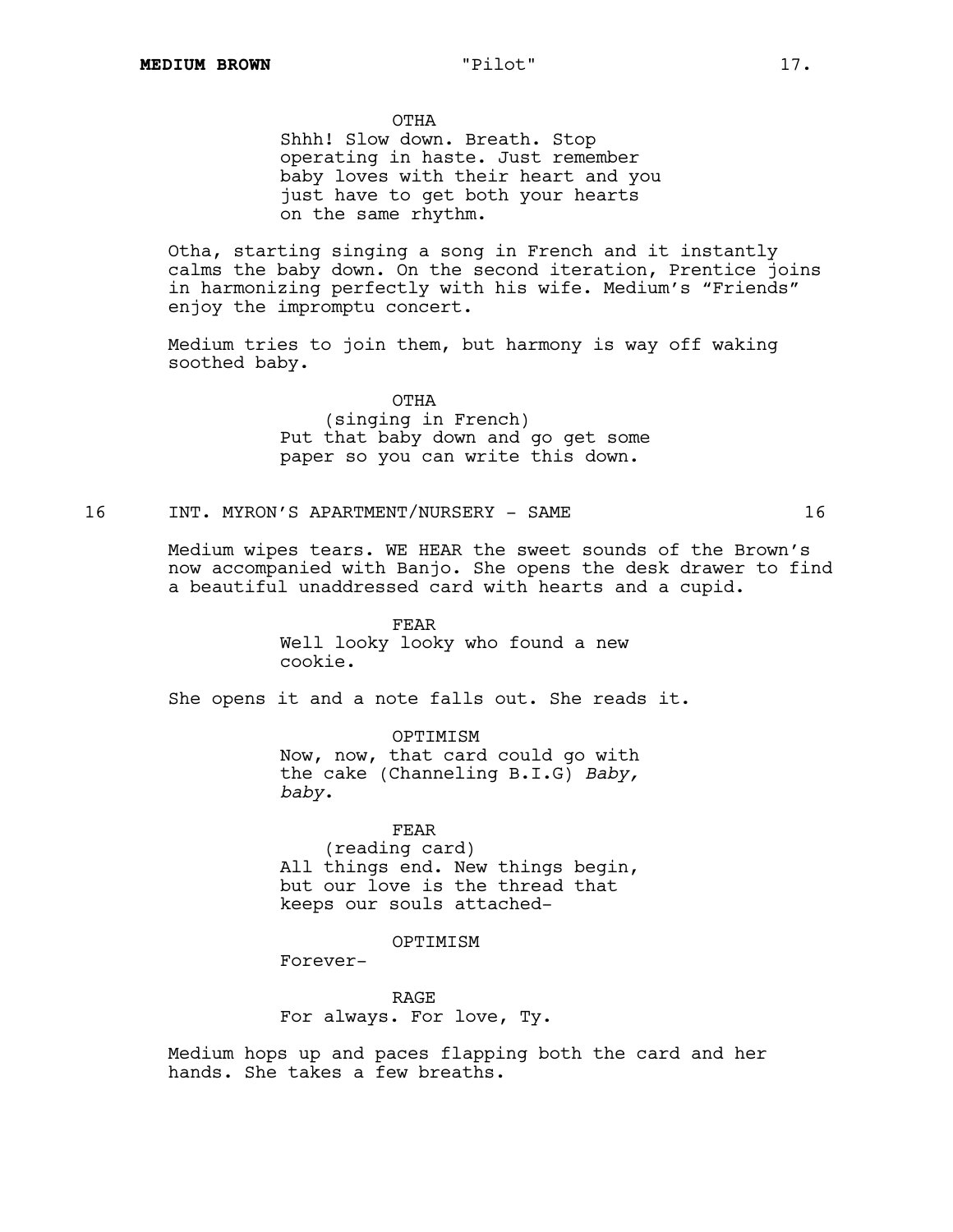OTHA
Shhh! Slow down. Breath. Stop operating in haste. Just remember baby loves with their heart and you just have to get both your hearts on the same rhythm.

Otha, starting singing a song in French and it instantly calms the baby down. On the second iteration, Prentice joins in harmonizing perfectly with his wife. Medium's "Friends" enjoy the impromptu concert.

Medium tries to join them, but harmony is way off waking soothed baby.

OTHA
(singing in French)
Put that baby down and go get some paper so you can write this down.

16 INT. MYRON'S APARTMENT/NURSERY - SAME 16

Medium wipes tears. WE HEAR the sweet sounds of the Brown's now accompanied with Banjo. She opens the desk drawer to find a beautiful unaddressed card with hearts and a cupid.

FEAR
Well looky looky who found a new cookie.

She opens it and a note falls out. She reads it.

OPTIMISM
Now, now, that card could go with the cake (Channeling B.I.G) *Baby, baby*.

FEAR
(reading card)
All things end. New things begin, but our love is the thread that keeps our souls attached-

OPTIMISM
Forever-

RAGE
For always. For love, Ty.

Medium hops up and paces flapping both the card and her hands. She takes a few breaths.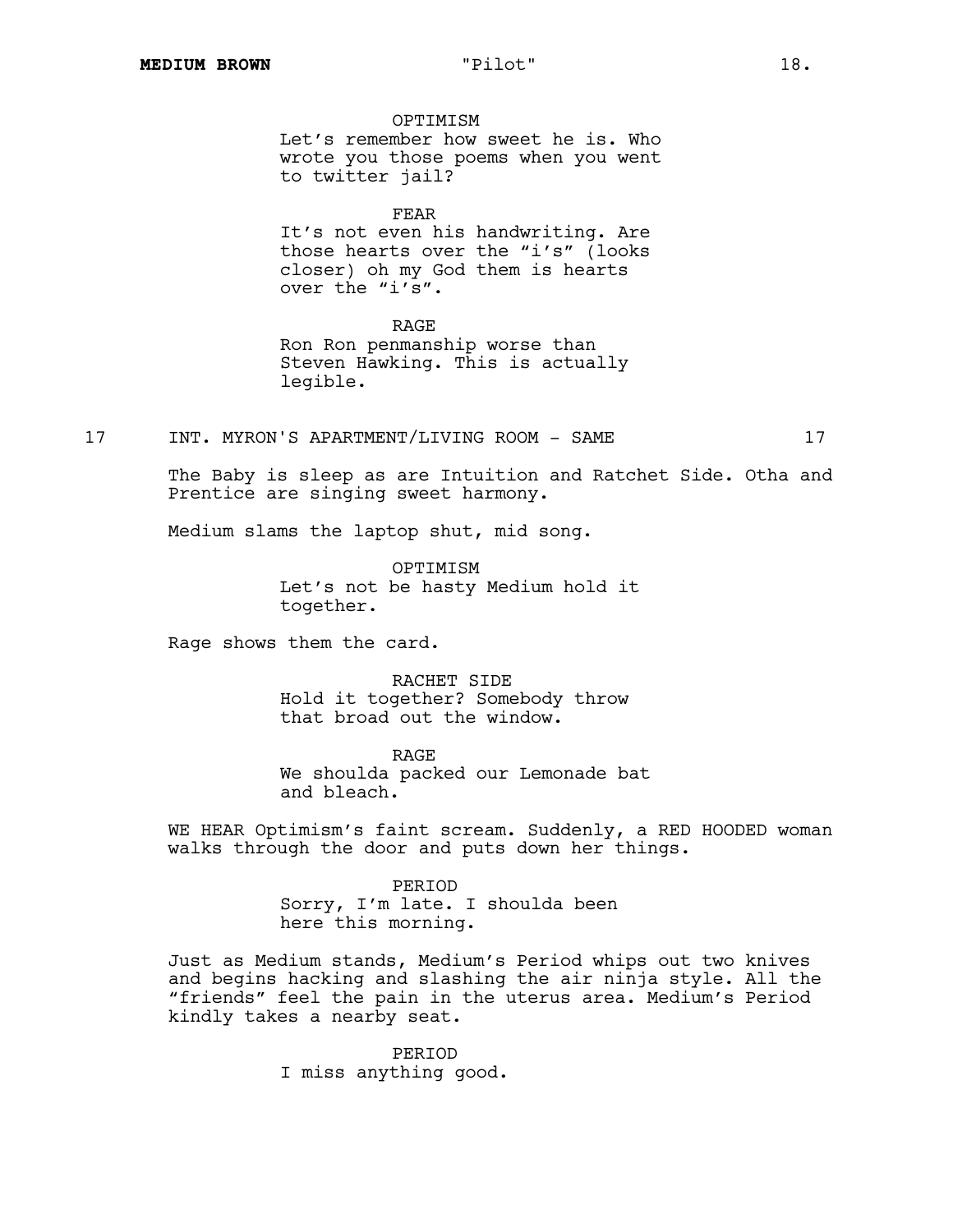OPTIMISM
Let's remember how sweet he is. Who wrote you those poems when you went to twitter jail?

FEAR
It's not even his handwriting. Are those hearts over the "i's" (looks closer) oh my God them is hearts over the "i's".

RAGE
Ron Ron penmanship worse than Steven Hawking. This is actually legible.

17 INT. MYRON'S APARTMENT/LIVING ROOM - SAME 17

The Baby is sleep as are Intuition and Ratchet Side. Otha and Prentice are singing sweet harmony.

Medium slams the laptop shut, mid song.

OPTIMISM
Let's not be hasty Medium hold it together.

Rage shows them the card.

RACHET SIDE
Hold it together? Somebody throw that broad out the window.

RAGE
We shoulda packed our Lemonade bat and bleach.

WE HEAR Optimism's faint scream. Suddenly, a RED HOODED woman walks through the door and puts down her things.

PERIOD
Sorry, I'm late. I shoulda been here this morning.

Just as Medium stands, Medium's Period whips out two knives and begins hacking and slashing the air ninja style. All the "friends" feel the pain in the uterus area. Medium's Period kindly takes a nearby seat.

PERIOD
I miss anything good.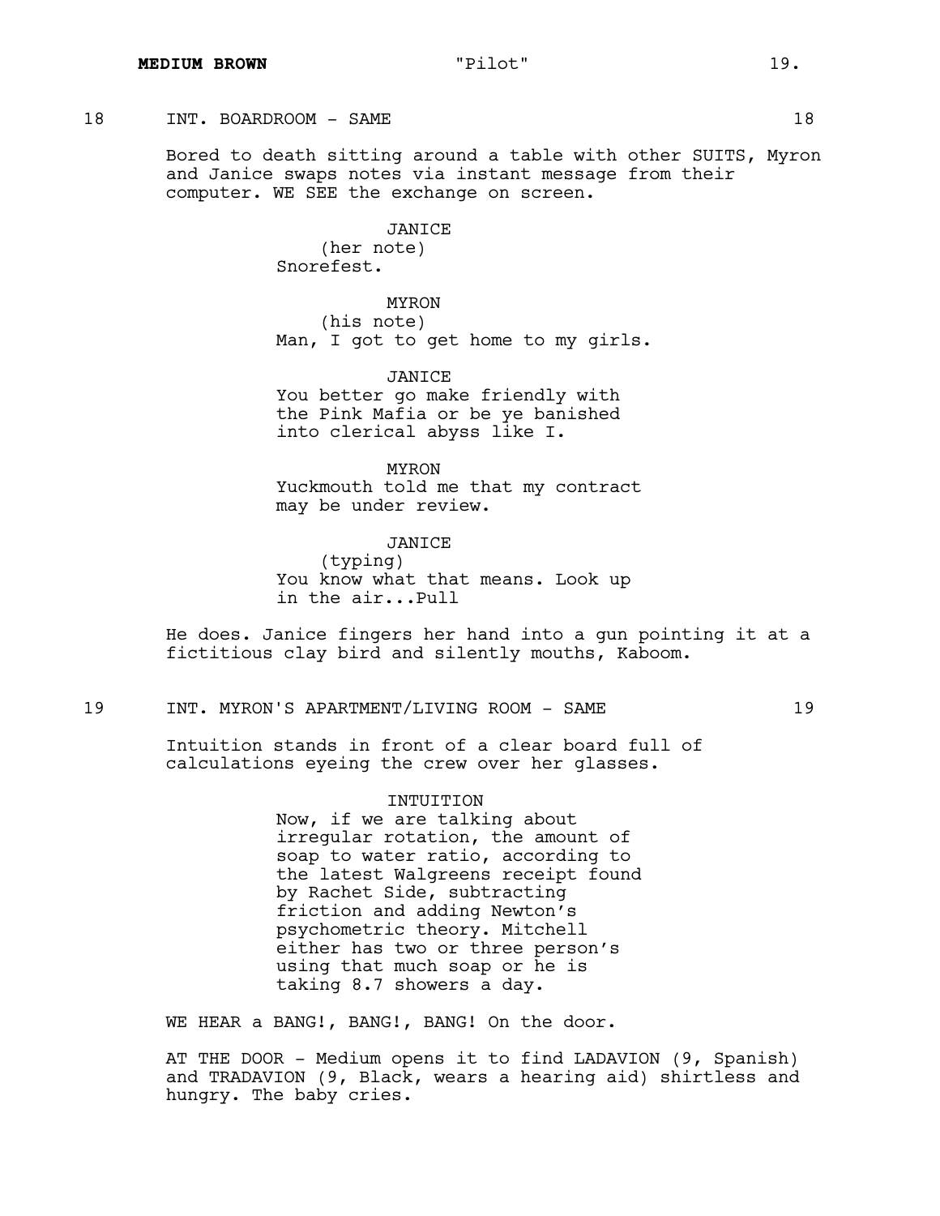18 INT. BOARDROOM - SAME 18

Bored to death sitting around a table with other SUITS, Myron and Janice swaps notes via instant message from their computer. WE SEE the exchange on screen.

JANICE
(her note)
Snorefest.

MYRON
(his note)
Man, I got to get home to my girls.

JANICE
You better go make friendly with the Pink Mafia or be ye banished into clerical abyss like I.

MYRON
Yuckmouth told me that my contract may be under review.

JANICE
(typing)
You know what that means. Look up in the air...Pull

He does. Janice fingers her hand into a gun pointing it at a fictitious clay bird and silently mouths, Kaboom.

19 INT. MYRON'S APARTMENT/LIVING ROOM - SAME 19

Intuition stands in front of a clear board full of calculations eyeing the crew over her glasses.

INTUITION
Now, if we are talking about irregular rotation, the amount of soap to water ratio, according to the latest Walgreens receipt found by Rachet Side, subtracting friction and adding Newton's psychometric theory. Mitchell either has two or three person's using that much soap or he is taking 8.7 showers a day.

WE HEAR a BANG!, BANG!, BANG! On the door.

AT THE DOOR - Medium opens it to find LADAVION (9, Spanish) and TRADAVION (9, Black, wears a hearing aid) shirtless and hungry. The baby cries.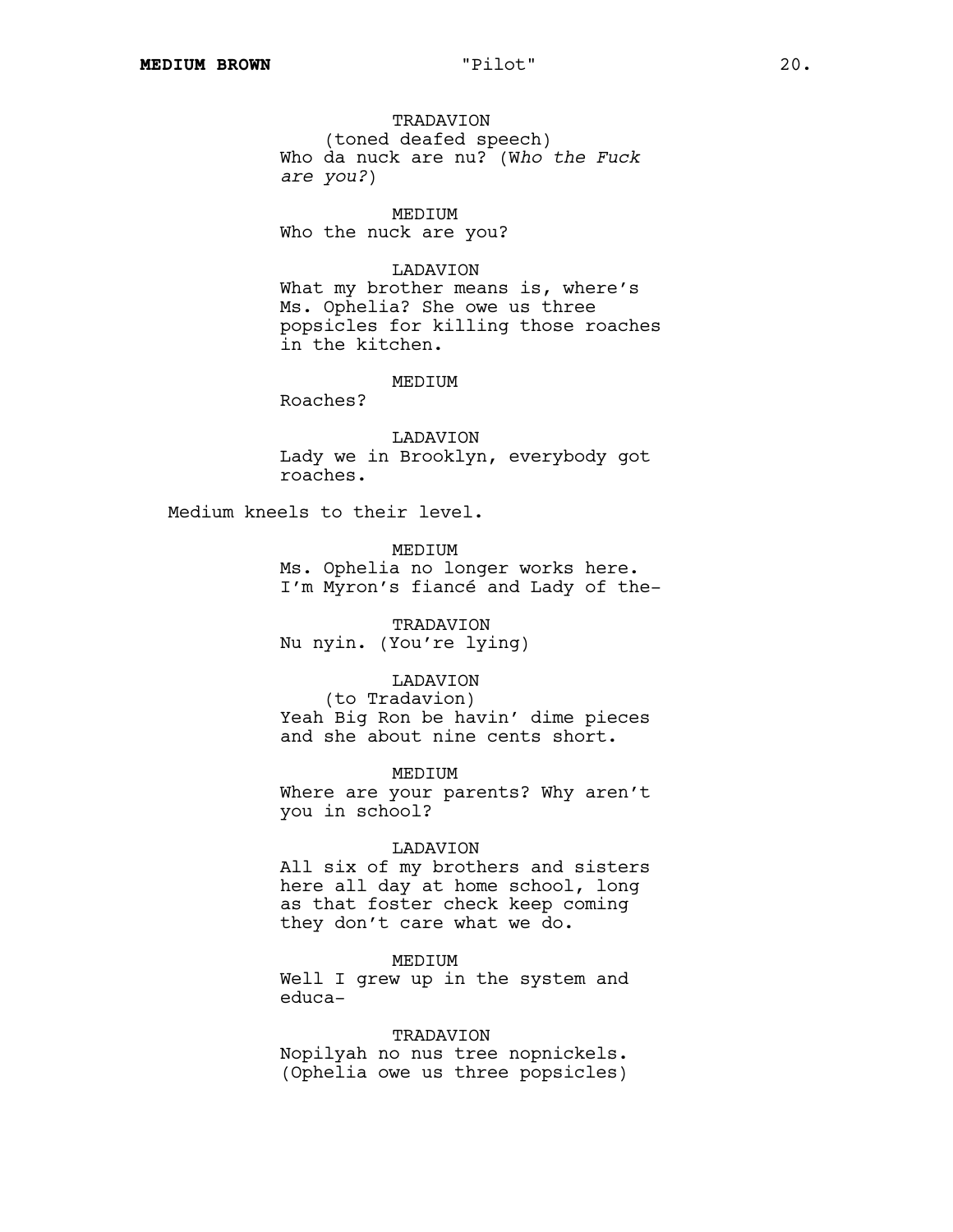TRADAVION
(toned deafed speech)
Who da nuck are nu? (W*ho the Fuck are you?*)

MEDIUM
Who the nuck are you?

LADAVION
What my brother means is, where's Ms. Ophelia? She owe us three popsicles for killing those roaches in the kitchen.

MEDIUM
Roaches?

LADAVION
Lady we in Brooklyn, everybody got roaches.

Medium kneels to their level.

MEDIUM
Ms. Ophelia no longer works here. I'm Myron's fiancé and Lady of the-

TRADAVION
Nu nyin. (You're lying)

LADAVION
(to Tradavion)
Yeah Big Ron be havin' dime pieces and she about nine cents short.

MEDIUM
Where are your parents? Why aren't you in school?

LADAVION
All six of my brothers and sisters here all day at home school, long as that foster check keep coming they don't care what we do.

MEDIUM
Well I grew up in the system and educa-

TRADAVION
Nopilyah no nus tree nopnickels. (Ophelia owe us three popsicles)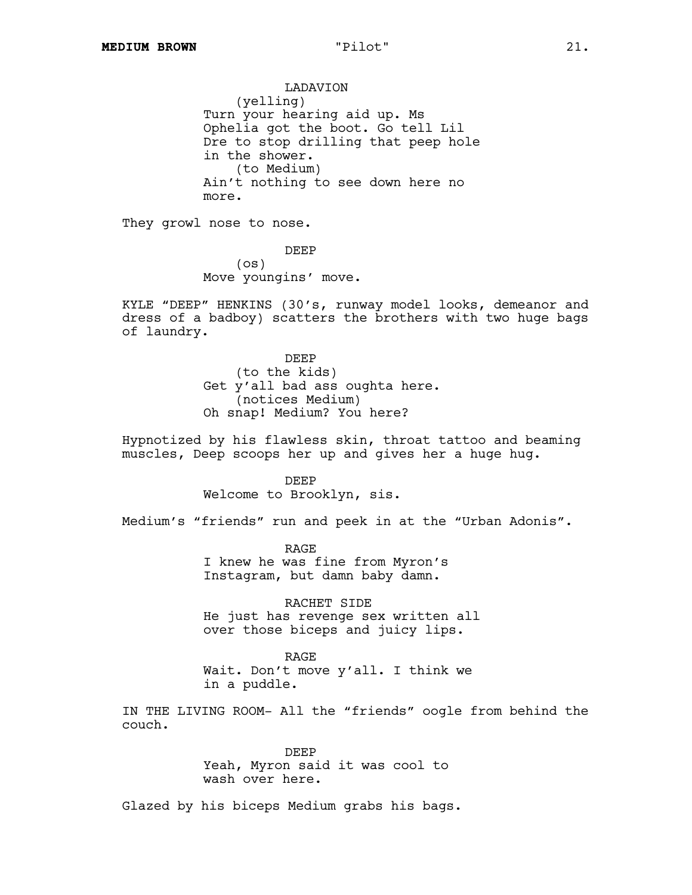LADAVION
(yelling)
Turn your hearing aid up. Ms Ophelia got the boot. Go tell Lil Dre to stop drilling that peep hole in the shower.
(to Medium)
Ain't nothing to see down here no more.

They growl nose to nose.

DEEP
(os)
Move youngins' move.

KYLE "DEEP" HENKINS (30's, runway model looks, demeanor and dress of a badboy) scatters the brothers with two huge bags of laundry.

DEEP
(to the kids)
Get y'all bad ass oughta here.
(notices Medium)
Oh snap! Medium? You here?

Hypnotized by his flawless skin, throat tattoo and beaming muscles, Deep scoops her up and gives her a huge hug.

DEEP
Welcome to Brooklyn, sis.

Medium's "friends" run and peek in at the "Urban Adonis".

RAGE
I knew he was fine from Myron's Instagram, but damn baby damn.

RACHET SIDE
He just has revenge sex written all over those biceps and juicy lips.

RAGE
Wait. Don't move y'all. I think we in a puddle.

IN THE LIVING ROOM- All the "friends" oogle from behind the couch.

DEEP
Yeah, Myron said it was cool to wash over here.

Glazed by his biceps Medium grabs his bags.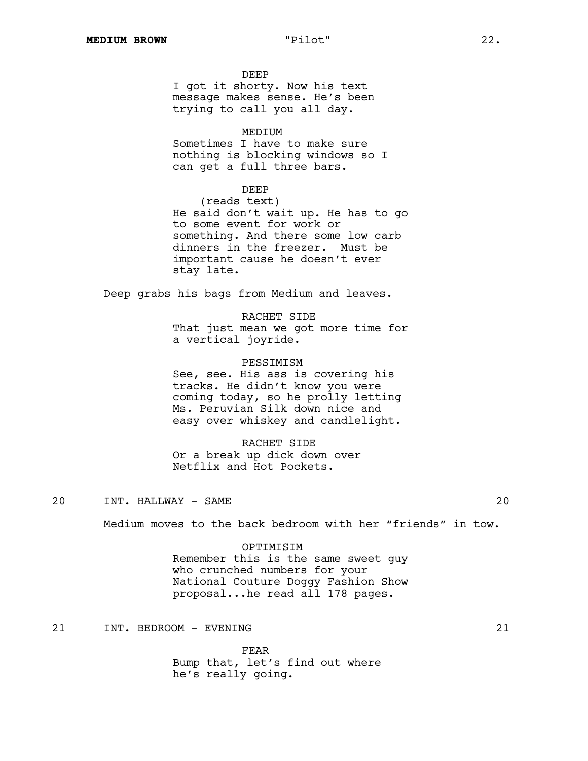DEEP
I got it shorty. Now his text message makes sense. He's been trying to call you all day.

MEDIUM
Sometimes I have to make sure nothing is blocking windows so I can get a full three bars.

DEEP
(reads text)
He said don't wait up. He has to go to some event for work or something. And there some low carb dinners in the freezer.  Must be important cause he doesn't ever stay late.

Deep grabs his bags from Medium and leaves.

RACHET SIDE
That just mean we got more time for a vertical joyride.

PESSIMISM
See, see. His ass is covering his tracks. He didn't know you were coming today, so he prolly letting Ms. Peruvian Silk down nice and easy over whiskey and candlelight.

RACHET SIDE
Or a break up dick down over Netflix and Hot Pockets.

20 INT. HALLWAY - SAME 20

Medium moves to the back bedroom with her "friends" in tow.

OPTIMISIM
Remember this is the same sweet guy who crunched numbers for your National Couture Doggy Fashion Show proposal...he read all 178 pages.

21 INT. BEDROOM - EVENING 21

FEAR
Bump that, let's find out where he's really going.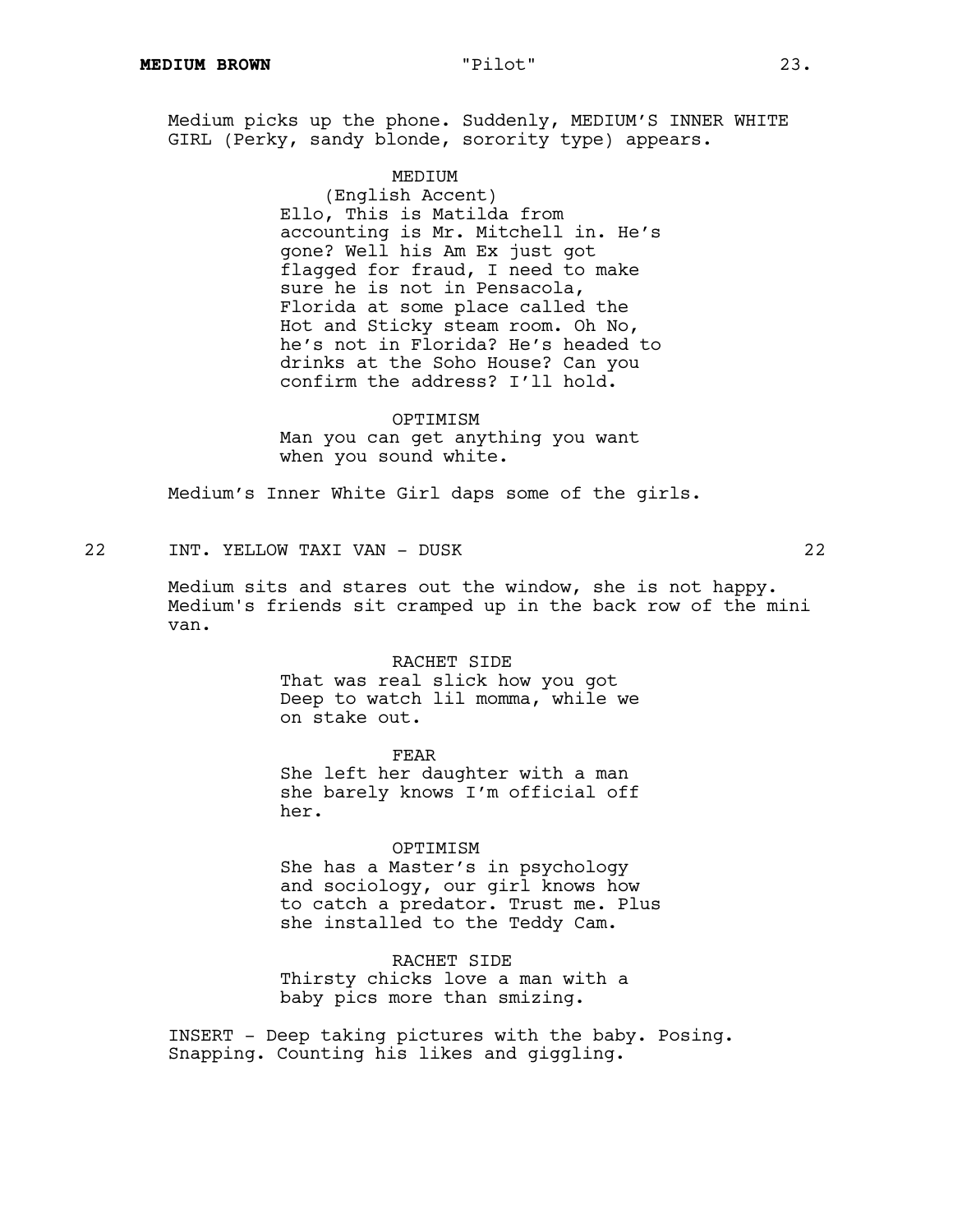Medium picks up the phone. Suddenly, MEDIUM'S INNER WHITE GIRL (Perky, sandy blonde, sorority type) appears.

MEDIUM
(English Accent)
Ello, This is Matilda from accounting is Mr. Mitchell in. He's gone? Well his Am Ex just got flagged for fraud, I need to make sure he is not in Pensacola, Florida at some place called the Hot and Sticky steam room. Oh No, he's not in Florida? He's headed to drinks at the Soho House? Can you confirm the address? I'll hold.

OPTIMISM
Man you can get anything you want when you sound white.

Medium's Inner White Girl daps some of the girls.

22 INT. YELLOW TAXI VAN - DUSK 22

Medium sits and stares out the window, she is not happy. Medium's friends sit cramped up in the back row of the mini van.

RACHET SIDE
That was real slick how you got Deep to watch lil momma, while we on stake out.

FEAR
She left her daughter with a man she barely knows I'm official off her.

OPTIMISM
She has a Master's in psychology and sociology, our girl knows how to catch a predator. Trust me. Plus she installed to the Teddy Cam.

RACHET SIDE
Thirsty chicks love a man with a baby pics more than smizing.

INSERT - Deep taking pictures with the baby. Posing. Snapping. Counting his likes and giggling.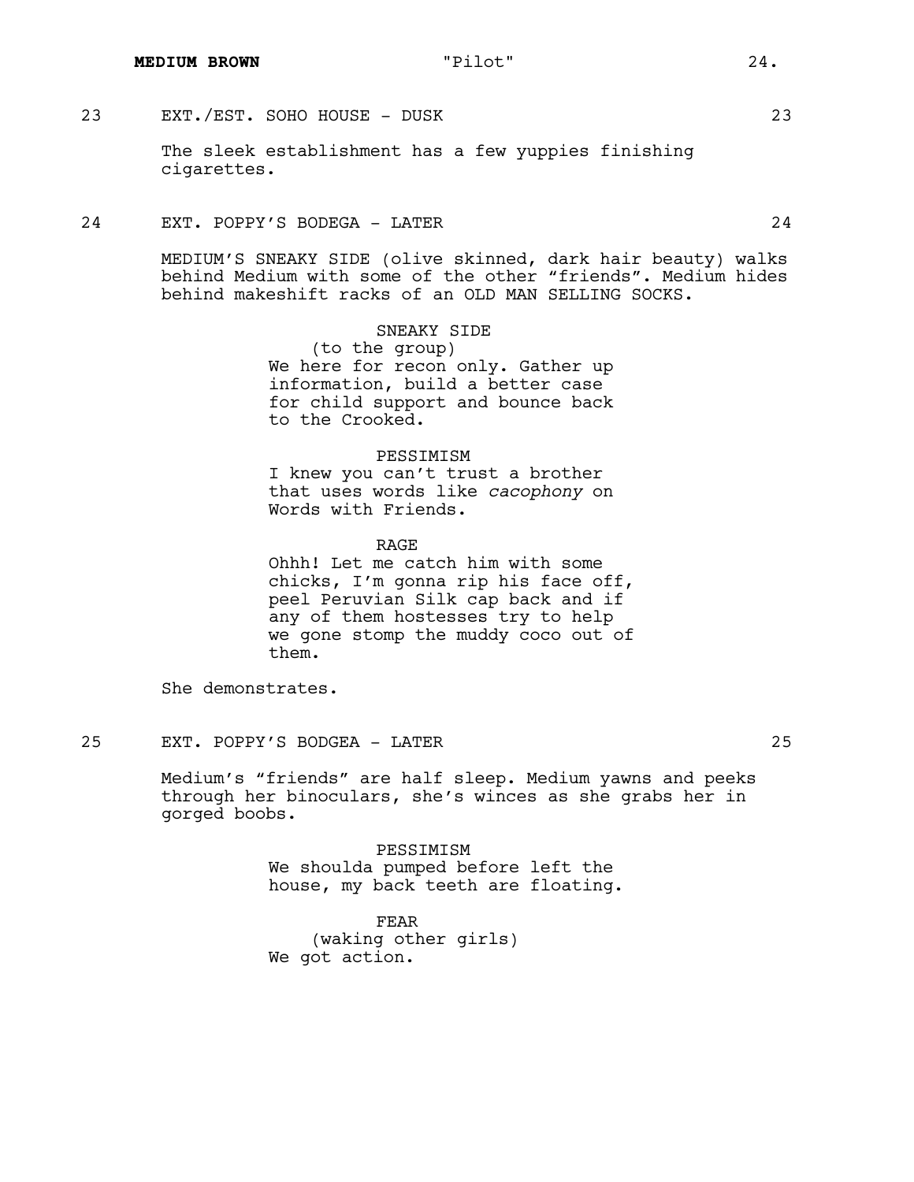23 EXT./EST. SOHO HOUSE - DUSK 23

The sleek establishment has a few yuppies finishing cigarettes.

24 EXT. POPPY'S BODEGA - LATER 24

MEDIUM'S SNEAKY SIDE (olive skinned, dark hair beauty) walks behind Medium with some of the other "friends". Medium hides behind makeshift racks of an OLD MAN SELLING SOCKS.

SNEAKY SIDE
(to the group)
We here for recon only. Gather up information, build a better case for child support and bounce back to the Crooked.

PESSIMISM
I knew you can't trust a brother that uses words like *cacophony* on Words with Friends.

RAGE
Ohhh! Let me catch him with some chicks, I'm gonna rip his face off, peel Peruvian Silk cap back and if any of them hostesses try to help we gone stomp the muddy coco out of them.

She demonstrates.

25 EXT. POPPY'S BODGEA - LATER 25

Medium's "friends" are half sleep. Medium yawns and peeks through her binoculars, she's winces as she grabs her in gorged boobs.

PESSIMISM
We shoulda pumped before left the house, my back teeth are floating.

FEAR
(waking other girls)
We got action.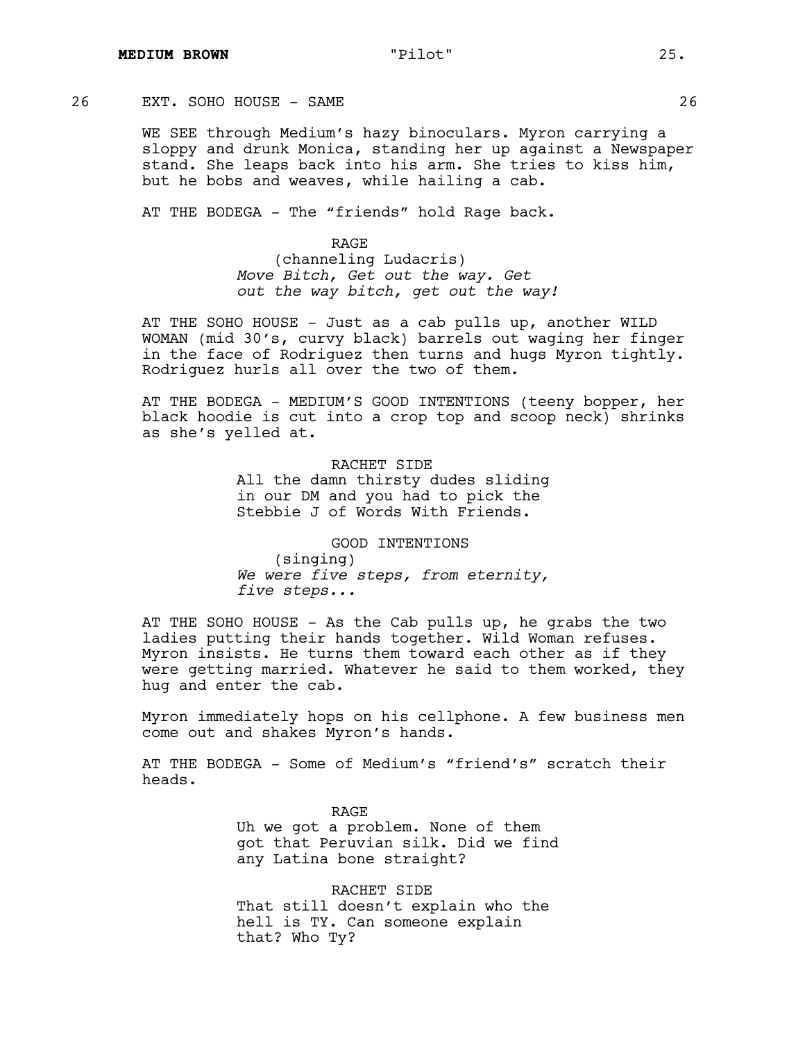26 EXT. SOHO HOUSE - SAME 26

WE SEE through Medium's hazy binoculars. Myron carrying a sloppy and drunk Monica, standing her up against a Newspaper stand. She leaps back into his arm. She tries to kiss him, but he bobs and weaves, while hailing a cab.

AT THE BODEGA - The "friends" hold Rage back.

RAGE
(channeling Ludacris)
*Move Bitch, Get out the way. Get out the way bitch, get out the way!*

AT THE SOHO HOUSE - Just as a cab pulls up, another WILD WOMAN (mid 30's, curvy black) barrels out waging her finger in the face of Rodriguez then turns and hugs Myron tightly. Rodriguez hurls all over the two of them.

AT THE BODEGA - MEDIUM'S GOOD INTENTIONS (teeny bopper, her black hoodie is cut into a crop top and scoop neck) shrinks as she's yelled at.

RACHET SIDE
All the damn thirsty dudes sliding in our DM and you had to pick the Stebbie J of Words With Friends.

GOOD INTENTIONS
(singing)
*We were five steps, from eternity, five steps...*

AT THE SOHO HOUSE - As the Cab pulls up, he grabs the two ladies putting their hands together. Wild Woman refuses. Myron insists. He turns them toward each other as if they were getting married. Whatever he said to them worked, they hug and enter the cab.

Myron immediately hops on his cellphone. A few business men come out and shakes Myron's hands.

AT THE BODEGA - Some of Medium's "friend's" scratch their heads.

RAGE
Uh we got a problem. None of them got that Peruvian silk. Did we find any Latina bone straight?

RACHET SIDE
That still doesn't explain who the hell is TY. Can someone explain that? Who Ty?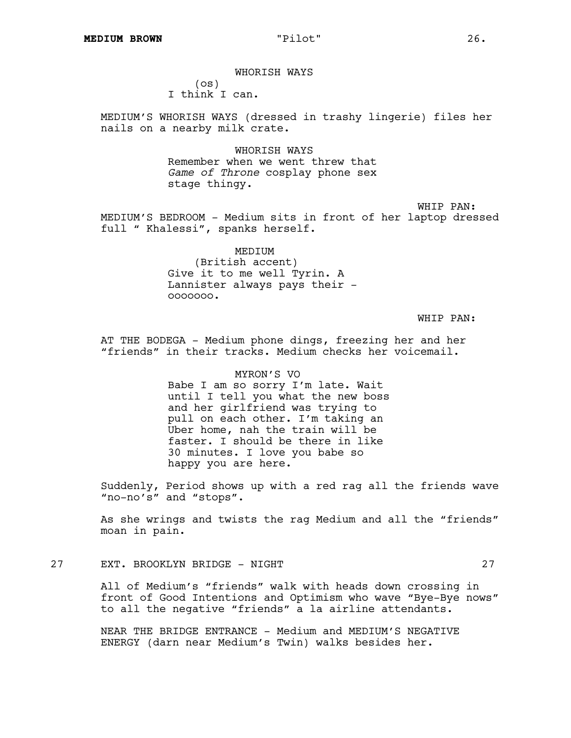WHORISH WAYS
(os)
I think I can.

MEDIUM'S WHORISH WAYS (dressed in trashy lingerie) files her nails on a nearby milk crate.

WHORISH WAYS
Remember when we went threw that *Game of Throne* cosplay phone sex stage thingy.

WHIP PAN:

MEDIUM'S BEDROOM - Medium sits in front of her laptop dressed full " Khalessi", spanks herself.

MEDIUM
(British accent)
Give it to me well Tyrin. A Lannister always pays their - ooooooo.

WHIP PAN:

AT THE BODEGA - Medium phone dings, freezing her and her "friends" in their tracks. Medium checks her voicemail.

MYRON'S VO
Babe I am so sorry I'm late. Wait until I tell you what the new boss and her girlfriend was trying to pull on each other. I'm taking an Uber home, nah the train will be faster. I should be there in like 30 minutes. I love you babe so happy you are here.

Suddenly, Period shows up with a red rag all the friends wave "no-no's" and "stops".

As she wrings and twists the rag Medium and all the "friends" moan in pain.

27 EXT. BROOKLYN BRIDGE - NIGHT 27

All of Medium's "friends" walk with heads down crossing in front of Good Intentions and Optimism who wave "Bye-Bye nows" to all the negative "friends" a la airline attendants.

NEAR THE BRIDGE ENTRANCE - Medium and MEDIUM'S NEGATIVE ENERGY (darn near Medium's Twin) walks besides her.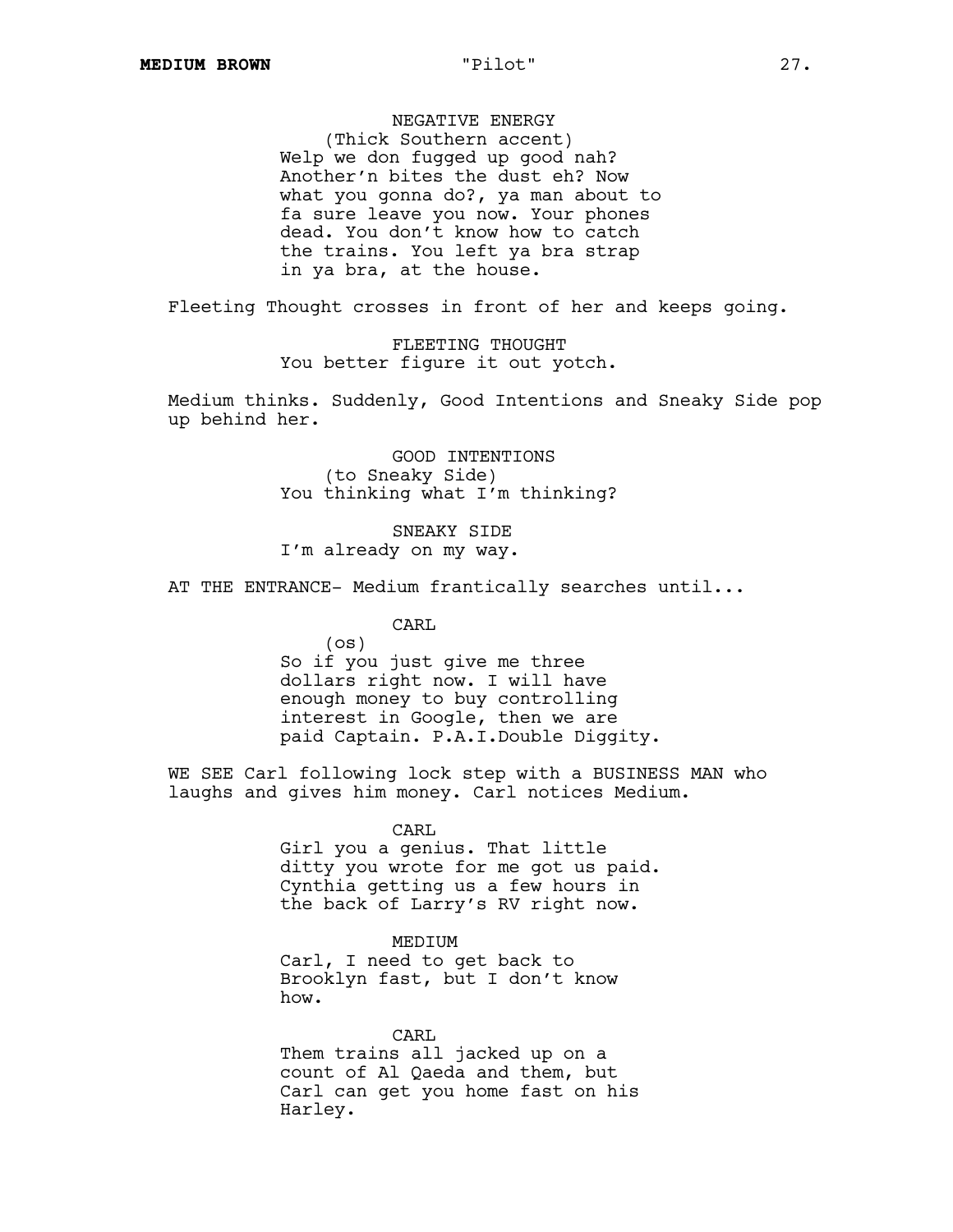NEGATIVE ENERGY
(Thick Southern accent)
Welp we don fugged up good nah? Another'n bites the dust eh? Now what you gonna do?, ya man about to fa sure leave you now. Your phones dead. You don't know how to catch the trains. You left ya bra strap in ya bra, at the house.

Fleeting Thought crosses in front of her and keeps going.

FLEETING THOUGHT
You better figure it out yotch.

Medium thinks. Suddenly, Good Intentions and Sneaky Side pop up behind her.

GOOD INTENTIONS
(to Sneaky Side)
You thinking what I'm thinking?

SNEAKY SIDE
I'm already on my way.

AT THE ENTRANCE- Medium frantically searches until...

CARL
(os)
So if you just give me three dollars right now. I will have enough money to buy controlling interest in Google, then we are paid Captain. P.A.I.Double Diggity.

WE SEE Carl following lock step with a BUSINESS MAN who laughs and gives him money. Carl notices Medium.

CARL
Girl you a genius. That little ditty you wrote for me got us paid. Cynthia getting us a few hours in the back of Larry's RV right now.

MEDIUM
Carl, I need to get back to Brooklyn fast, but I don't know how.

CARL
Them trains all jacked up on a count of Al Qaeda and them, but Carl can get you home fast on his Harley.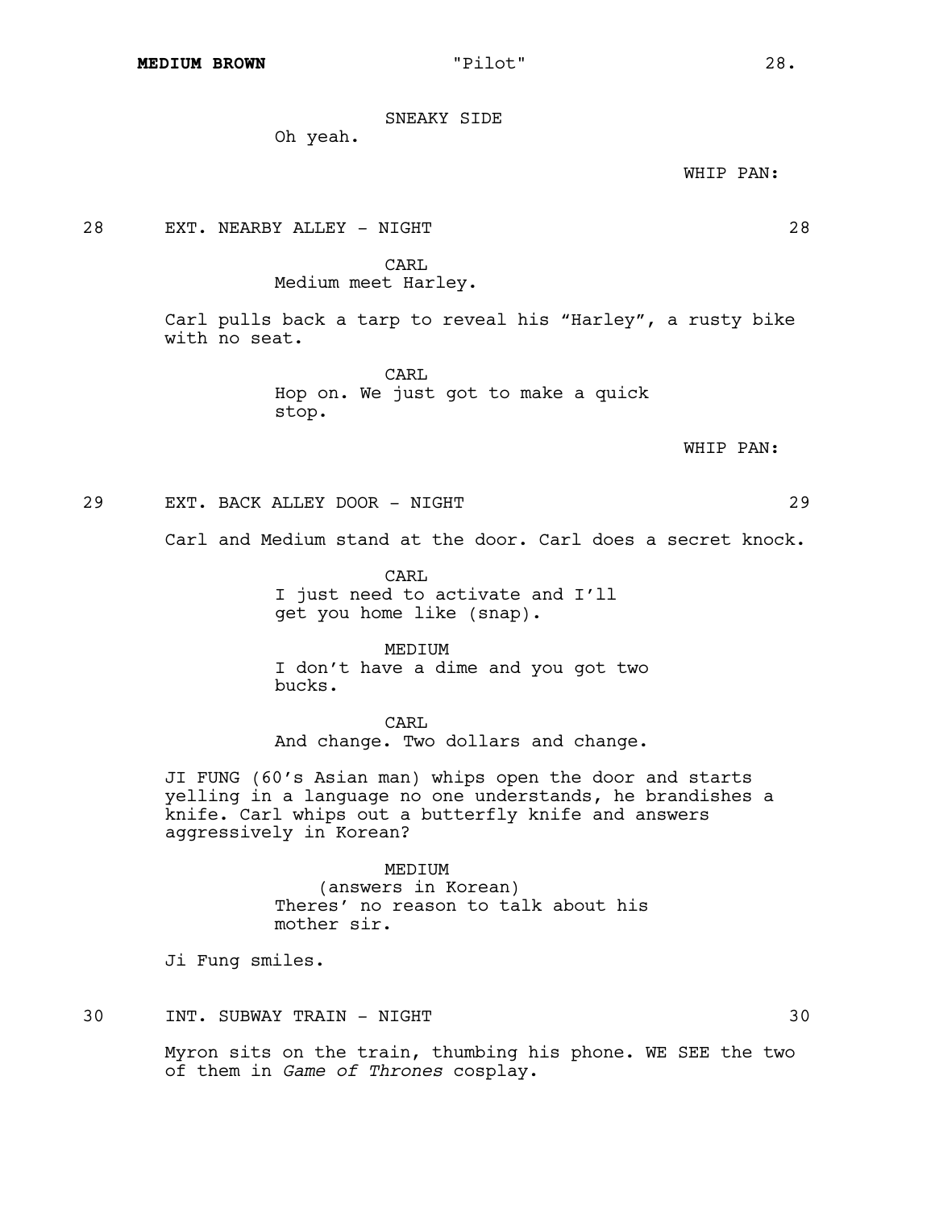SNEAKY SIDE
Oh yeah.

WHIP PAN:

28 EXT. NEARBY ALLEY - NIGHT 28

CARL
Medium meet Harley.

Carl pulls back a tarp to reveal his “Harley”, a rusty bike with no seat.

CARL
Hop on. We just got to make a quick stop.

WHIP PAN:

29 EXT. BACK ALLEY DOOR - NIGHT 29

Carl and Medium stand at the door. Carl does a secret knock.

CARL
I just need to activate and I’ll get you home like (snap).

MEDIUM
I don’t have a dime and you got two bucks.

CARL
And change. Two dollars and change.

JI FUNG (60’s Asian man) whips open the door and starts yelling in a language no one understands, he brandishes a knife. Carl whips out a butterfly knife and answers aggressively in Korean?

MEDIUM
(answers in Korean)
Theres’ no reason to talk about his mother sir.

Ji Fung smiles.

30 INT. SUBWAY TRAIN - NIGHT 30

Myron sits on the train, thumbing his phone. WE SEE the two of them in *Game of Thrones* cosplay.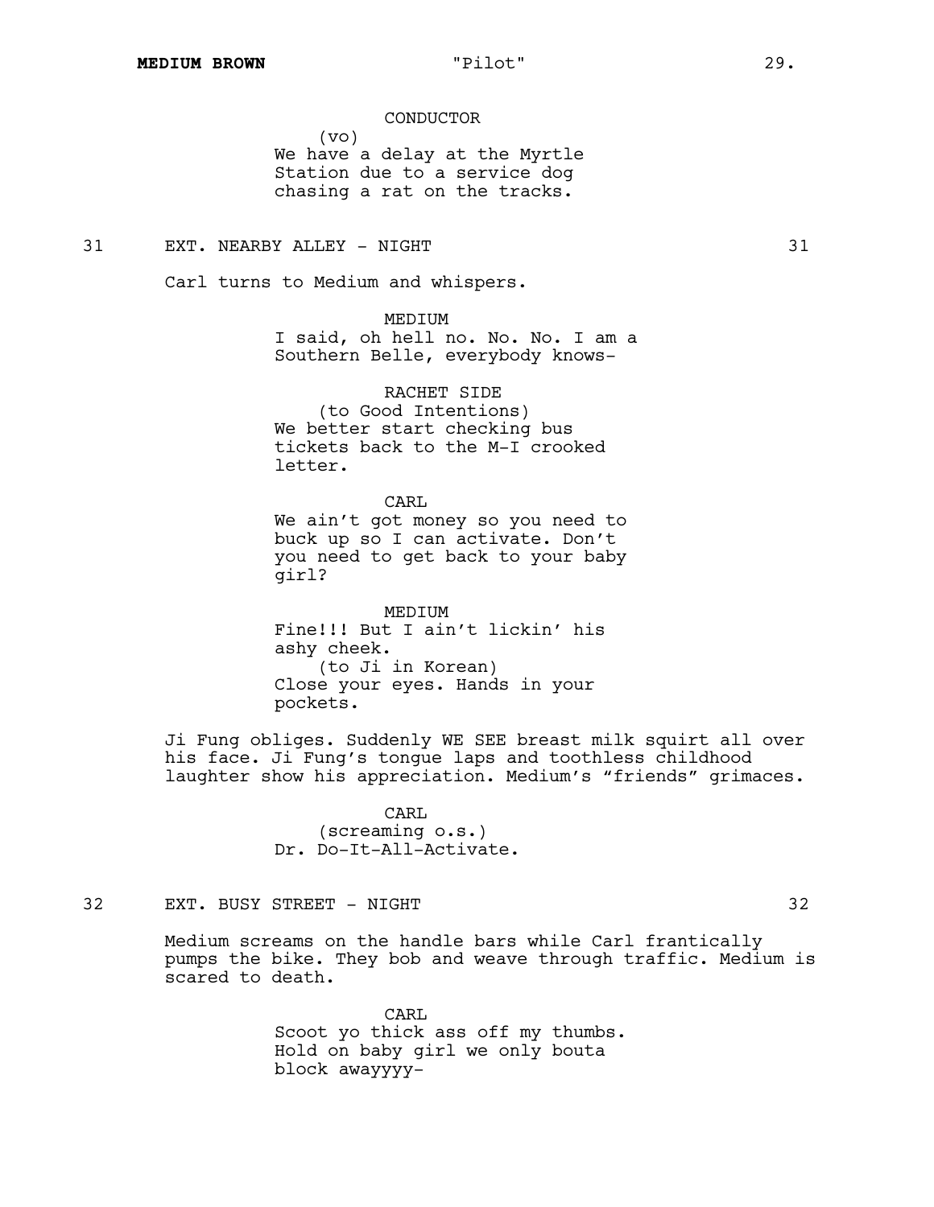CONDUCTOR
(vo)
We have a delay at the Myrtle Station due to a service dog chasing a rat on the tracks.

31 EXT. NEARBY ALLEY - NIGHT 31

Carl turns to Medium and whispers.

MEDIUM
I said, oh hell no. No. No. I am a Southern Belle, everybody knows-

RACHET SIDE
(to Good Intentions)
We better start checking bus tickets back to the M-I crooked letter.

CARL
We ain't got money so you need to buck up so I can activate. Don't you need to get back to your baby girl?

MEDIUM
Fine!!! But I ain't lickin' his ashy cheek.
(to Ji in Korean)
Close your eyes. Hands in your pockets.

Ji Fung obliges. Suddenly WE SEE breast milk squirt all over his face. Ji Fung's tongue laps and toothless childhood laughter show his appreciation. Medium's "friends" grimaces.

CARL
(screaming o.s.)
Dr. Do-It-All-Activate.

32 EXT. BUSY STREET - NIGHT 32

Medium screams on the handle bars while Carl frantically pumps the bike. They bob and weave through traffic. Medium is scared to death.

CARL
Scoot yo thick ass off my thumbs. Hold on baby girl we only bouta block awayyyy-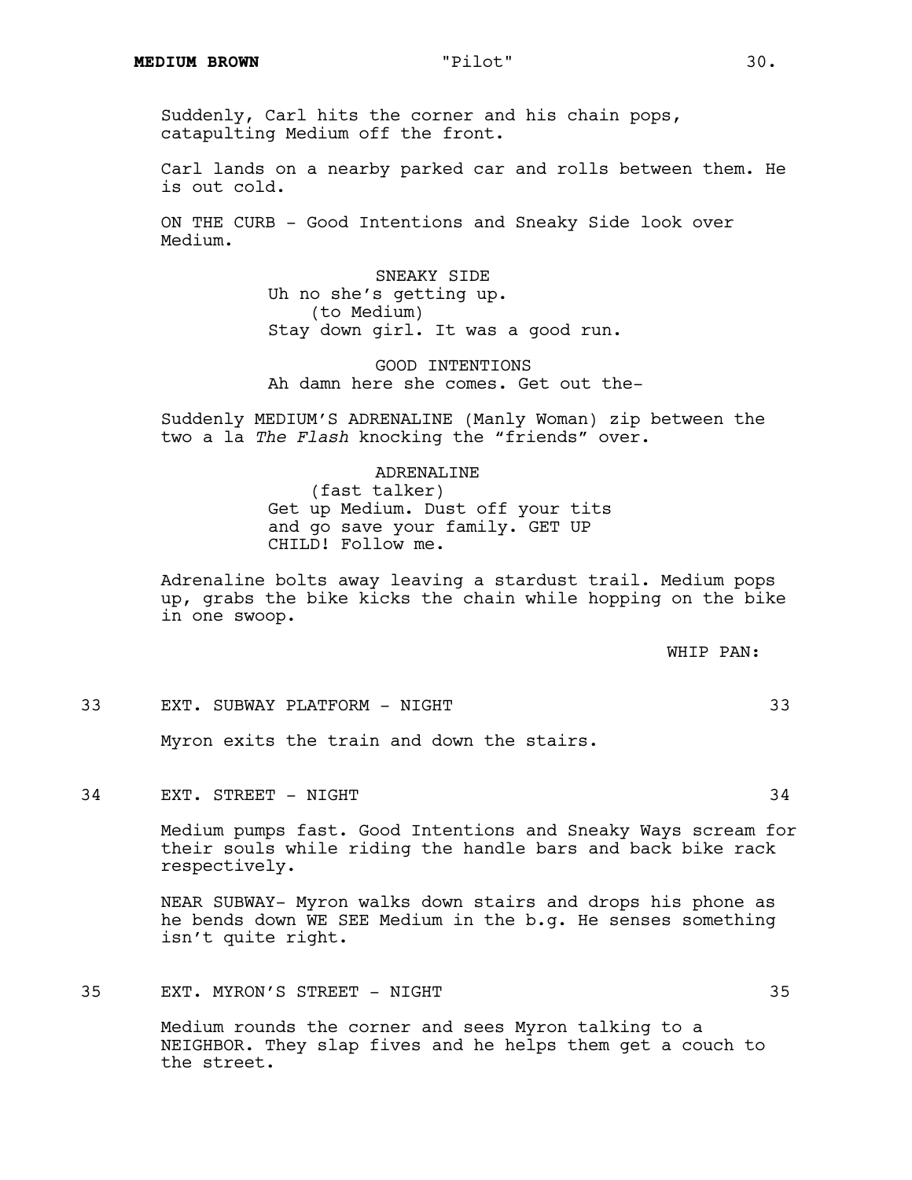Suddenly, Carl hits the corner and his chain pops, catapulting Medium off the front.

Carl lands on a nearby parked car and rolls between them. He is out cold.

ON THE CURB - Good Intentions and Sneaky Side look over Medium.

SNEAKY SIDE
Uh no she's getting up.
(to Medium)
Stay down girl. It was a good run.

GOOD INTENTIONS
Ah damn here she comes. Get out the-

Suddenly MEDIUM'S ADRENALINE (Manly Woman) zip between the two a la *The Flash* knocking the "friends" over.

ADRENALINE
(fast talker)
Get up Medium. Dust off your tits and go save your family. GET UP CHILD! Follow me.

Adrenaline bolts away leaving a stardust trail. Medium pops up, grabs the bike kicks the chain while hopping on the bike in one swoop.

WHIP PAN:

33 EXT. SUBWAY PLATFORM - NIGHT 33

Myron exits the train and down the stairs.

34 EXT. STREET - NIGHT 34

Medium pumps fast. Good Intentions and Sneaky Ways scream for their souls while riding the handle bars and back bike rack respectively.

NEAR SUBWAY- Myron walks down stairs and drops his phone as he bends down WE SEE Medium in the b.g. He senses something isn't quite right.

35 EXT. MYRON'S STREET - NIGHT 35

Medium rounds the corner and sees Myron talking to a NEIGHBOR. They slap fives and he helps them get a couch to the street.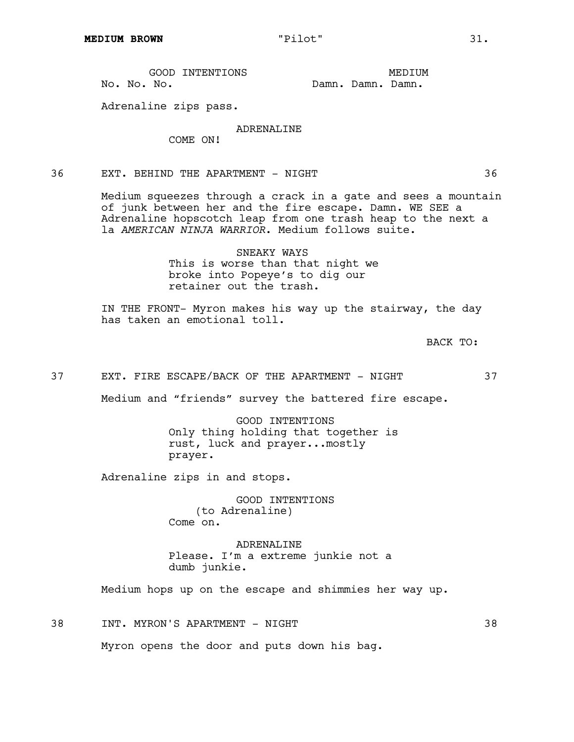GOOD INTENTIONS
No. No. No.

MEDIUM
Damn. Damn. Damn.

Adrenaline zips pass.

ADRENALINE
COME ON!

36 EXT. BEHIND THE APARTMENT - NIGHT 36

Medium squeezes through a crack in a gate and sees a mountain of junk between her and the fire escape. Damn. WE SEE a Adrenaline hopscotch leap from one trash heap to the next a la *AMERICAN NINJA WARRIOR*. Medium follows suite.

SNEAKY WAYS
This is worse than that night we broke into Popeye's to dig our retainer out the trash.

IN THE FRONT- Myron makes his way up the stairway, the day has taken an emotional toll.

BACK TO:

37 EXT. FIRE ESCAPE/BACK OF THE APARTMENT - NIGHT 37

Medium and "friends" survey the battered fire escape.

GOOD INTENTIONS
Only thing holding that together is rust, luck and prayer...mostly prayer.

Adrenaline zips in and stops.

GOOD INTENTIONS
(to Adrenaline)
Come on.

ADRENALINE
Please. I'm a extreme junkie not a dumb junkie.

Medium hops up on the escape and shimmies her way up.

38 INT. MYRON'S APARTMENT - NIGHT 38

Myron opens the door and puts down his bag.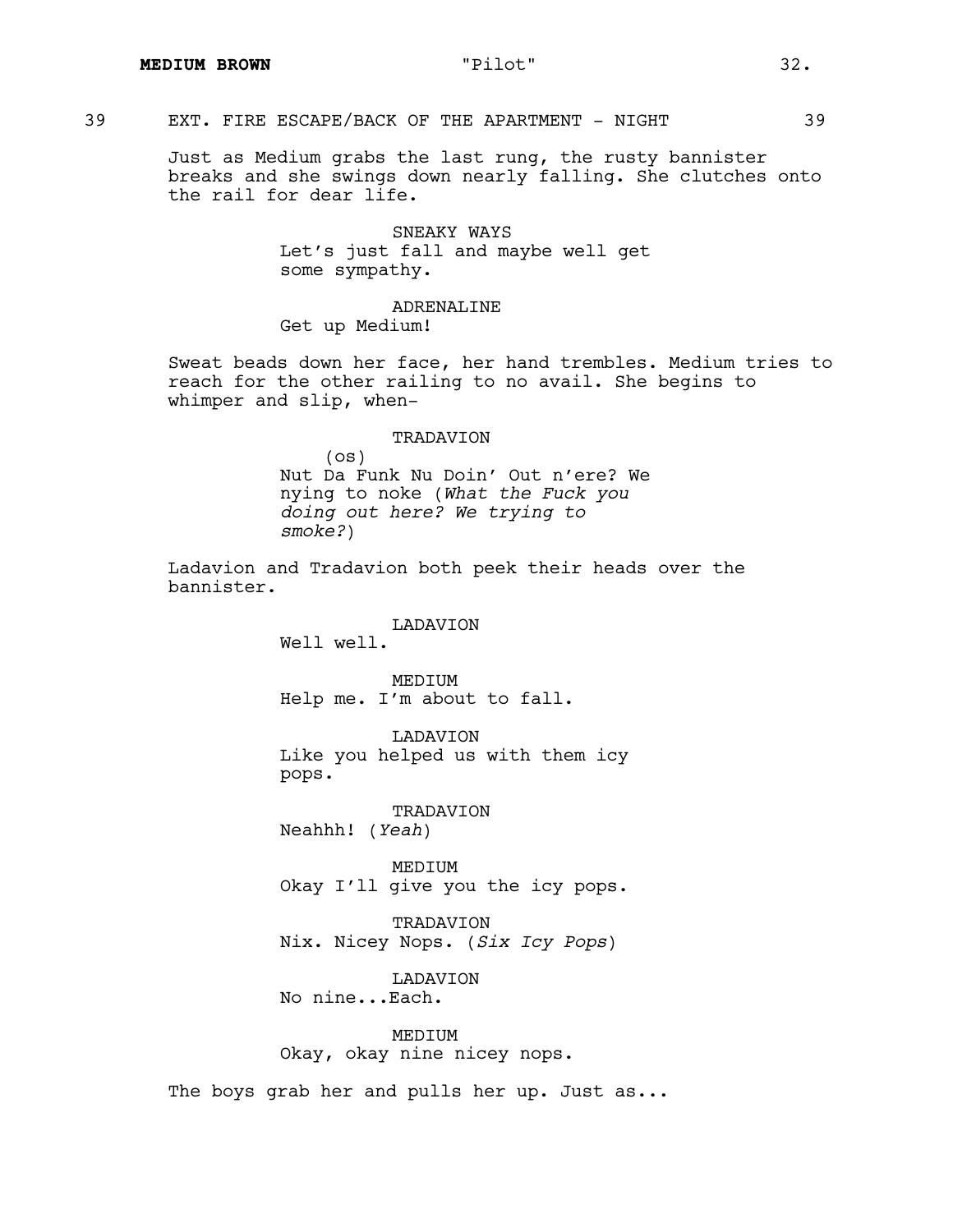39 EXT. FIRE ESCAPE/BACK OF THE APARTMENT - NIGHT 39

Just as Medium grabs the last rung, the rusty bannister breaks and she swings down nearly falling. She clutches onto the rail for dear life.

SNEAKY WAYS
Let's just fall and maybe well get some sympathy.

ADRENALINE
Get up Medium!

Sweat beads down her face, her hand trembles. Medium tries to reach for the other railing to no avail. She begins to whimper and slip, when-

TRADAVION
(os)
Nut Da Funk Nu Doin' Out n'ere? We nying to noke (*What the Fuck you doing out here? We trying to smoke?*)

Ladavion and Tradavion both peek their heads over the bannister.

LADAVION
Well well.

MEDIUM
Help me. I'm about to fall.

LADAVION
Like you helped us with them icy pops.

TRADAVION
Neahhh! (*Yeah*)

MEDIUM
Okay I'll give you the icy pops.

TRADAVION
Nix. Nicey Nops. (*Six Icy Pops*)

LADAVION
No nine...Each.

MEDIUM
Okay, okay nine nicey nops.

The boys grab her and pulls her up. Just as...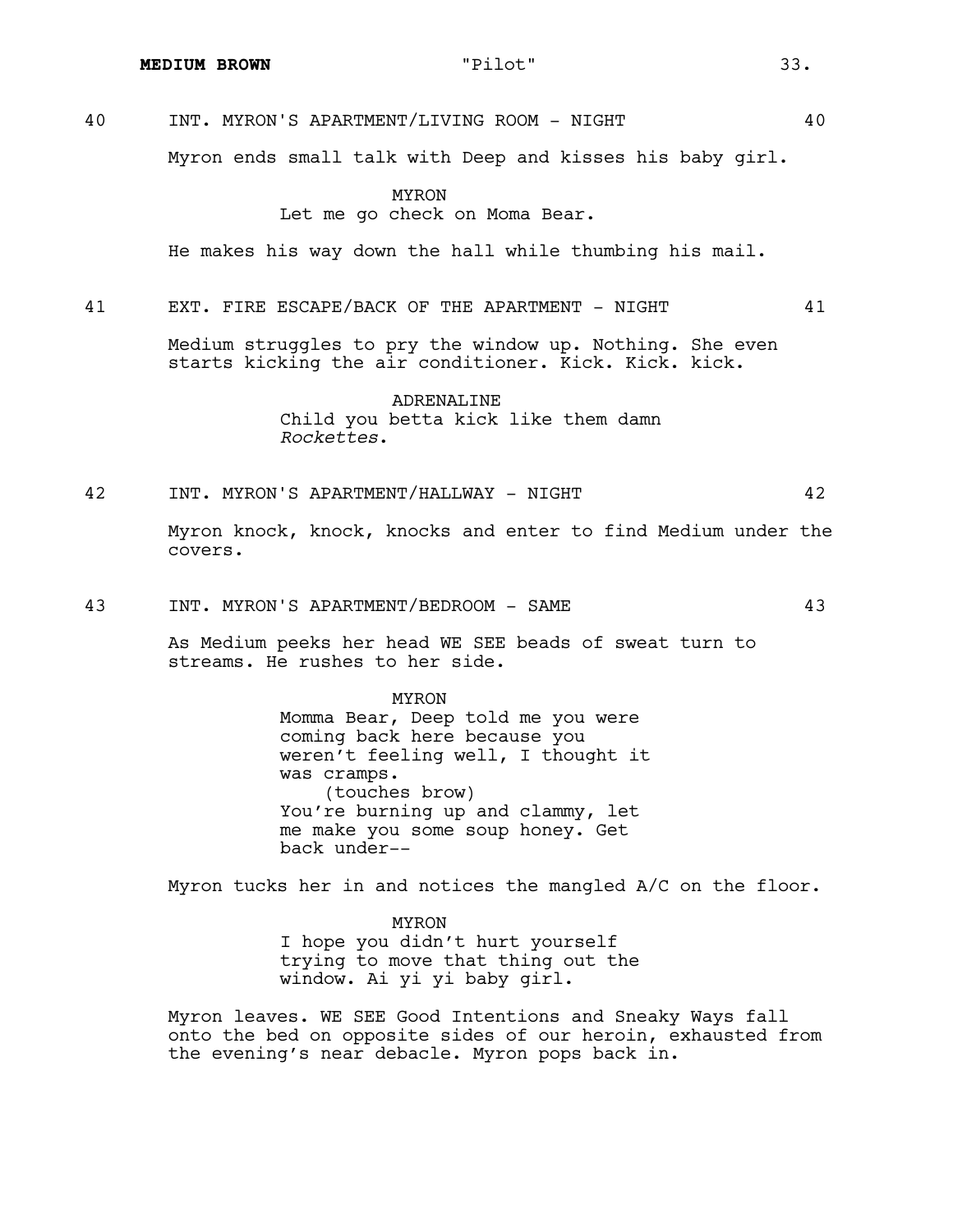40 INT. MYRON'S APARTMENT/LIVING ROOM - NIGHT 40

Myron ends small talk with Deep and kisses his baby girl.

MYRON
Let me go check on Moma Bear.

He makes his way down the hall while thumbing his mail.

41 EXT. FIRE ESCAPE/BACK OF THE APARTMENT - NIGHT 41

Medium struggles to pry the window up. Nothing. She even starts kicking the air conditioner. Kick. Kick. kick.

ADRENALINE
Child you betta kick like them damn *Rockettes*.

42 INT. MYRON'S APARTMENT/HALLWAY - NIGHT 42

Myron knock, knock, knocks and enter to find Medium under the covers.

43 INT. MYRON'S APARTMENT/BEDROOM - SAME 43

As Medium peeks her head WE SEE beads of sweat turn to streams. He rushes to her side.

MYRON
Momma Bear, Deep told me you were coming back here because you weren't feeling well, I thought it was cramps.
(touches brow)
You're burning up and clammy, let me make you some soup honey. Get back under--

Myron tucks her in and notices the mangled A/C on the floor.

MYRON
I hope you didn't hurt yourself trying to move that thing out the window. Ai yi yi baby girl.

Myron leaves. WE SEE Good Intentions and Sneaky Ways fall onto the bed on opposite sides of our heroin, exhausted from the evening's near debacle. Myron pops back in.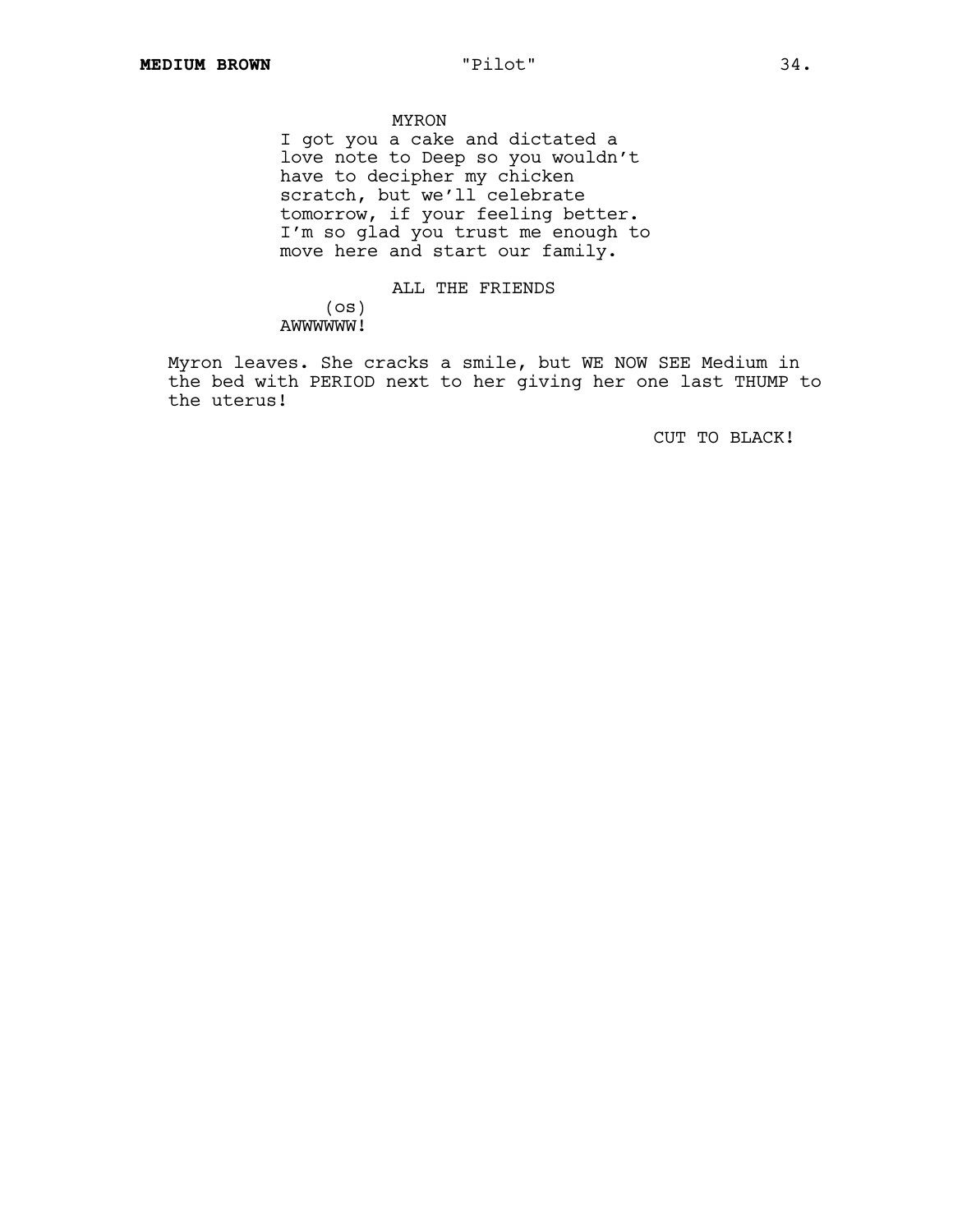MYRON

I got you a cake and dictated a love note to Deep so you wouldn't have to decipher my chicken scratch, but we'll celebrate tomorrow, if your feeling better. I'm so glad you trust me enough to move here and start our family.

ALL THE FRIENDS

(os)

AWWWWWW!

Myron leaves. She cracks a smile, but WE NOW SEE Medium in the bed with PERIOD next to her giving her one last THUMP to the uterus!

CUT TO BLACK!